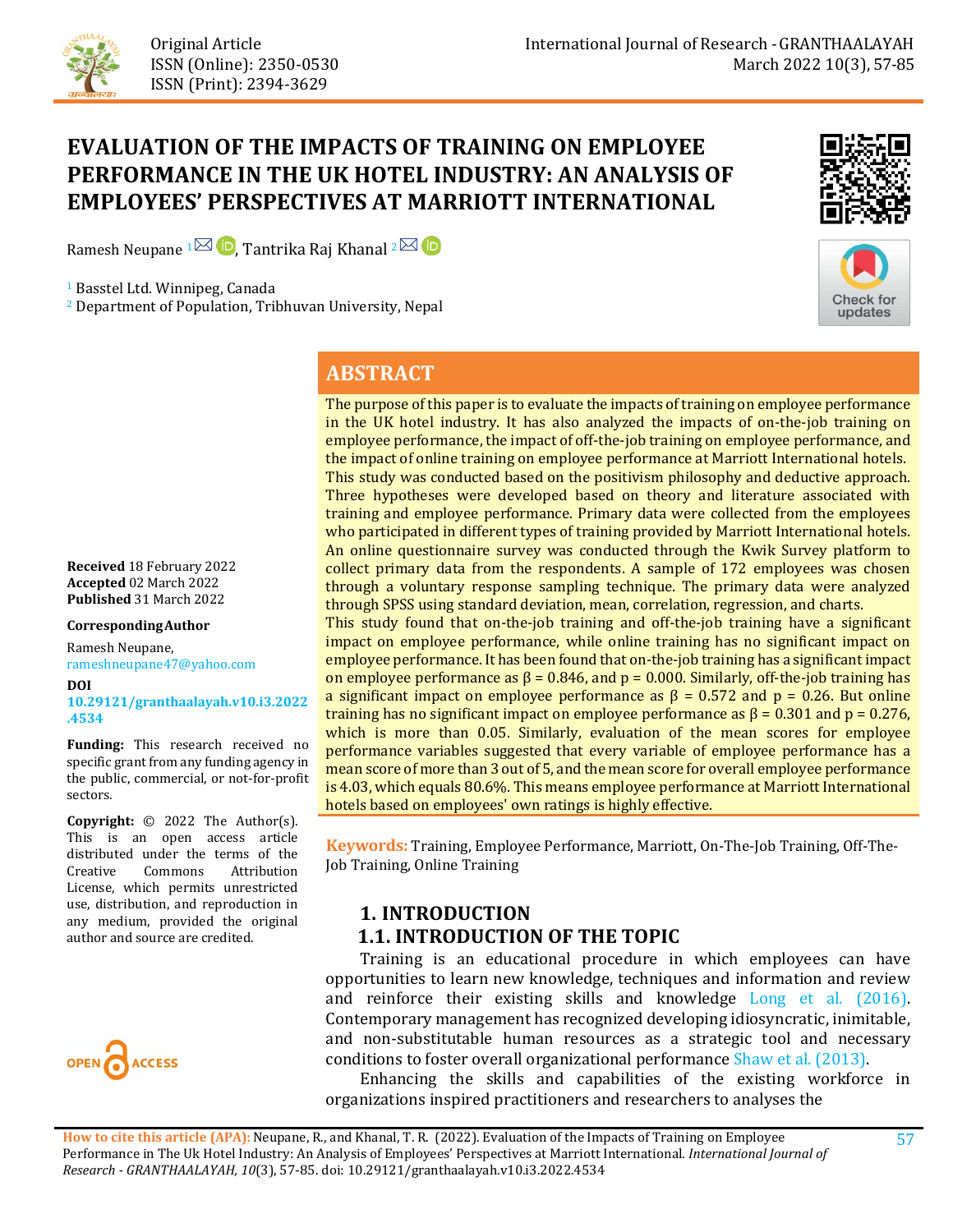Original Article

ISSN (Online): 2350-0530
ISSN (Print): 2394-3629

# EVALUATION OF THE IMPACTS OF TRAINING ON EMPLOYEE PERFORMANCE IN THE UK HOTEL INDUSTRY: AN ANALYSIS OF EMPLOYEES' PERSPECTIVES AT MARRIOTT INTERNATIONAL

Ramesh Neupane [1], Tantrika Raj Khanal [2]

[1] Basstel Ltd. Winnipeg, Canada
[2] Department of Population, Tribhuvan University, Nepal

**Received** 18 February 2022
**Accepted** 02 March 2022
**Published** 31 March 2022

**Corresponding Author**

Ramesh Neupane,
rameshneupane47@yahoo.com

**DOI**
10.29121/granthaalayah.v10.i3.2022.4534

**Funding:** This research received no specific grant from any funding agency in the public, commercial, or not-for-profit sectors.

**Copyright:** © 2022 The Author(s). This is an open access article distributed under the terms of the Creative Commons Attribution License, which permits unrestricted use, distribution, and reproduction in any medium, provided the original author and source are credited.

## ABSTRACT

The purpose of this paper is to evaluate the impacts of training on employee performance in the UK hotel industry. It has also analyzed the impacts of on-the-job training on employee performance, the impact of off-the-job training on employee performance, and the impact of online training on employee performance at Marriott International hotels. This study was conducted based on the positivism philosophy and deductive approach. Three hypotheses were developed based on theory and literature associated with training and employee performance. Primary data were collected from the employees who participated in different types of training provided by Marriott International hotels. An online questionnaire survey was conducted through the Kwik Survey platform to collect primary data from the respondents. A sample of 172 employees was chosen through a voluntary response sampling technique. The primary data were analyzed through SPSS using standard deviation, mean, correlation, regression, and charts.
This study found that on-the-job training and off-the-job training have a significant impact on employee performance, while online training has no significant impact on employee performance. It has been found that on-the-job training has a significant impact on employee performance as $\beta = 0.846$, and $p = 0.000$. Similarly, off-the-job training has a significant impact on employee performance as $\beta = 0.572$ and $p = 0.26$. But online training has no significant impact on employee performance as $\beta = 0.301$ and $p = 0.276$, which is more than 0.05. Similarly, evaluation of the mean scores for employee performance variables suggested that every variable of employee performance has a mean score of more than 3 out of 5, and the mean score for overall employee performance is 4.03, which equals 80.6%. This means employee performance at Marriott International hotels based on employees' own ratings is highly effective.

**Keywords:** Training, Employee Performance, Marriott, On-The-Job Training, Off-The-Job Training, Online Training

## 1. INTRODUCTION

### 1.1. INTRODUCTION OF THE TOPIC

Training is an educational procedure in which employees can have opportunities to learn new knowledge, techniques and information and review and reinforce their existing skills and knowledge Long et al. (2016). Contemporary management has recognized developing idiosyncratic, inimitable, and non-substitutable human resources as a strategic tool and necessary conditions to foster overall organizational performance Shaw et al. (2013).

Enhancing the skills and capabilities of the existing workforce in organizations inspired practitioners and researchers to analyses the

**How to cite this article (APA):** Neupane, R., and Khanal, T. R. (2022). Evaluation of the Impacts of Training on Employee Performance in The Uk Hotel Industry: An Analysis of Employees' Perspectives at Marriott International. *International Journal of Research - GRANTHAALAYAH, 10*(3), 57-85. doi: 10.29121/granthaalayah.v10.i3.2022.4534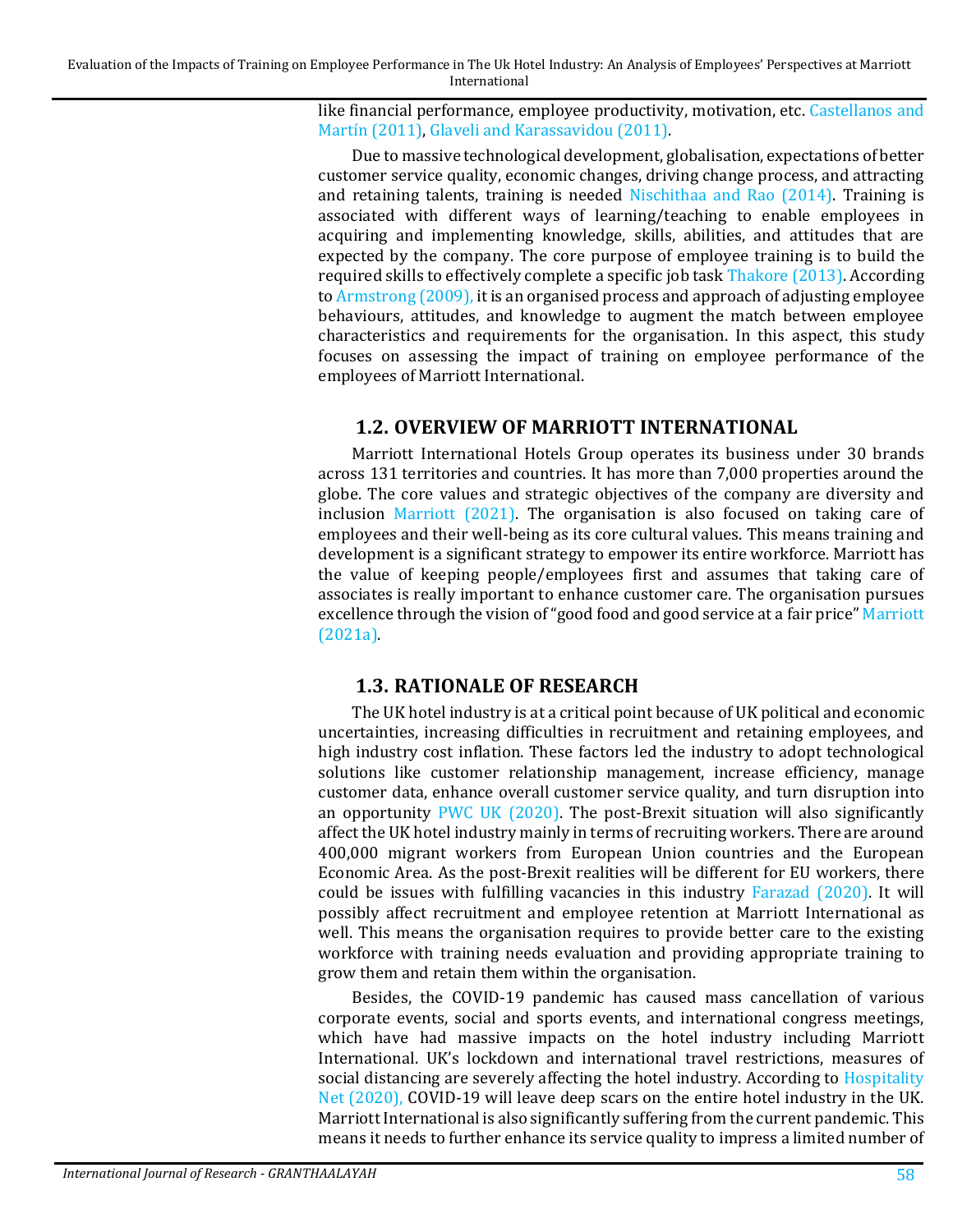like financial performance, employee productivity, motivation, etc. Castellanos and Martín (2011), Glaveli and Karassavidou (2011).

Due to massive technological development, globalisation, expectations of better customer service quality, economic changes, driving change process, and attracting and retaining talents, training is needed Nischithaa and Rao (2014). Training is associated with different ways of learning/teaching to enable employees in acquiring and implementing knowledge, skills, abilities, and attitudes that are expected by the company. The core purpose of employee training is to build the required skills to effectively complete a specific job task Thakore (2013). According to Armstrong (2009), it is an organised process and approach of adjusting employee behaviours, attitudes, and knowledge to augment the match between employee characteristics and requirements for the organisation. In this aspect, this study focuses on assessing the impact of training on employee performance of the employees of Marriott International.

## 1.2. OVERVIEW OF MARRIOTT INTERNATIONAL

Marriott International Hotels Group operates its business under 30 brands across 131 territories and countries. It has more than 7,000 properties around the globe. The core values and strategic objectives of the company are diversity and inclusion Marriott (2021). The organisation is also focused on taking care of employees and their well-being as its core cultural values. This means training and development is a significant strategy to empower its entire workforce. Marriott has the value of keeping people/employees first and assumes that taking care of associates is really important to enhance customer care. The organisation pursues excellence through the vision of "good food and good service at a fair price" Marriott (2021a).

## 1.3. RATIONALE OF RESEARCH

The UK hotel industry is at a critical point because of UK political and economic uncertainties, increasing difficulties in recruitment and retaining employees, and high industry cost inflation. These factors led the industry to adopt technological solutions like customer relationship management, increase efficiency, manage customer data, enhance overall customer service quality, and turn disruption into an opportunity PWC UK (2020). The post-Brexit situation will also significantly affect the UK hotel industry mainly in terms of recruiting workers. There are around 400,000 migrant workers from European Union countries and the European Economic Area. As the post-Brexit realities will be different for EU workers, there could be issues with fulfilling vacancies in this industry Farazad (2020). It will possibly affect recruitment and employee retention at Marriott International as well. This means the organisation requires to provide better care to the existing workforce with training needs evaluation and providing appropriate training to grow them and retain them within the organisation.

Besides, the COVID-19 pandemic has caused mass cancellation of various corporate events, social and sports events, and international congress meetings, which have had massive impacts on the hotel industry including Marriott International. UK's lockdown and international travel restrictions, measures of social distancing are severely affecting the hotel industry. According to Hospitality Net (2020), COVID-19 will leave deep scars on the entire hotel industry in the UK. Marriott International is also significantly suffering from the current pandemic. This means it needs to further enhance its service quality to impress a limited number of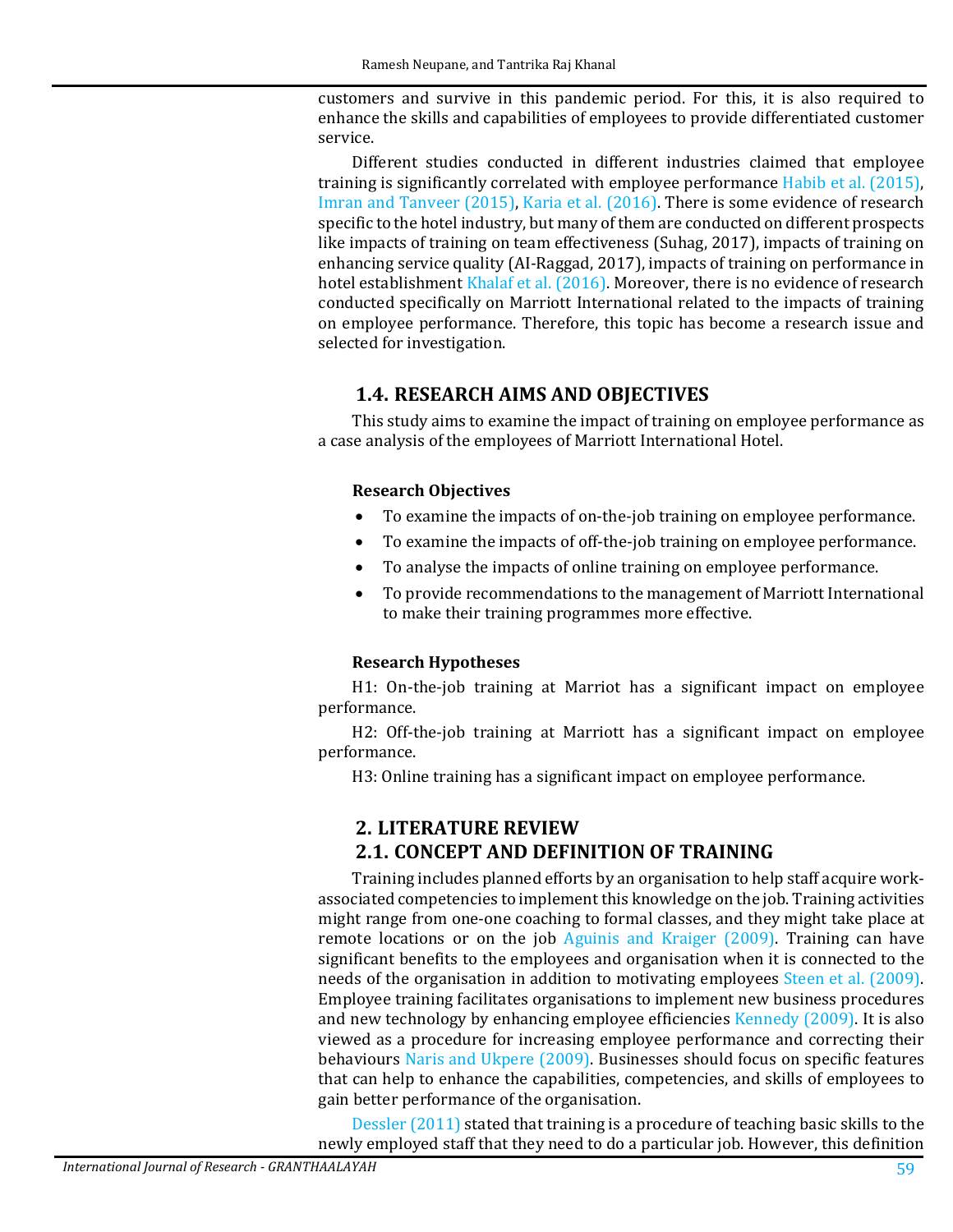customers and survive in this pandemic period. For this, it is also required to enhance the skills and capabilities of employees to provide differentiated customer service.

Different studies conducted in different industries claimed that employee training is significantly correlated with employee performance Habib et al. (2015), Imran and Tanveer (2015), Karia et al. (2016). There is some evidence of research specific to the hotel industry, but many of them are conducted on different prospects like impacts of training on team effectiveness (Suhag, 2017), impacts of training on enhancing service quality (AI-Raggad, 2017), impacts of training on performance in hotel establishment Khalaf et al. (2016). Moreover, there is no evidence of research conducted specifically on Marriott International related to the impacts of training on employee performance. Therefore, this topic has become a research issue and selected for investigation.

## 1.4. RESEARCH AIMS AND OBJECTIVES

This study aims to examine the impact of training on employee performance as a case analysis of the employees of Marriott International Hotel.

**Research Objectives**

- To examine the impacts of on-the-job training on employee performance.
- To examine the impacts of off-the-job training on employee performance.
- To analyse the impacts of online training on employee performance.
- To provide recommendations to the management of Marriott International to make their training programmes more effective.

**Research Hypotheses**

H1: On-the-job training at Marriot has a significant impact on employee performance.

H2: Off-the-job training at Marriott has a significant impact on employee performance.

H3: Online training has a significant impact on employee performance.

## 2. LITERATURE REVIEW

## 2.1. CONCEPT AND DEFINITION OF TRAINING

Training includes planned efforts by an organisation to help staff acquire work-associated competencies to implement this knowledge on the job. Training activities might range from one-one coaching to formal classes, and they might take place at remote locations or on the job Aguinis and Kraiger (2009). Training can have significant benefits to the employees and organisation when it is connected to the needs of the organisation in addition to motivating employees Steen et al. (2009). Employee training facilitates organisations to implement new business procedures and new technology by enhancing employee efficiencies Kennedy (2009). It is also viewed as a procedure for increasing employee performance and correcting their behaviours Naris and Ukpere (2009). Businesses should focus on specific features that can help to enhance the capabilities, competencies, and skills of employees to gain better performance of the organisation.

Dessler (2011) stated that training is a procedure of teaching basic skills to the newly employed staff that they need to do a particular job. However, this definition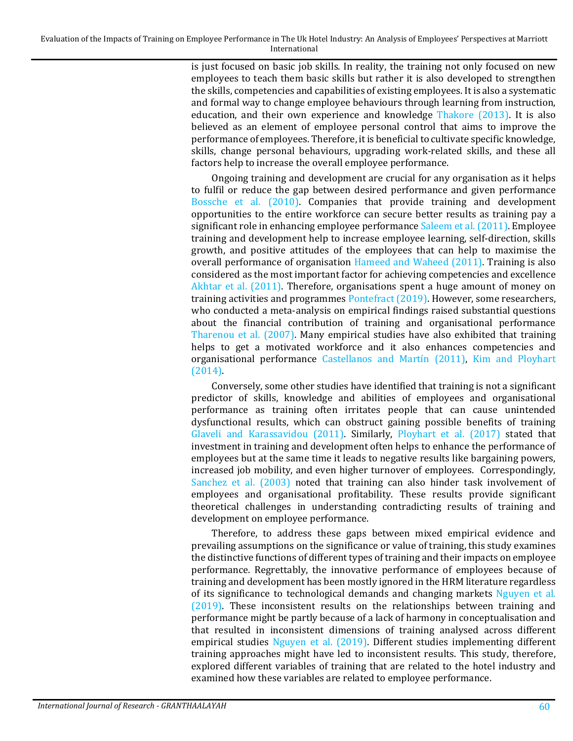is just focused on basic job skills. In reality, the training not only focused on new employees to teach them basic skills but rather it is also developed to strengthen the skills, competencies and capabilities of existing employees. It is also a systematic and formal way to change employee behaviours through learning from instruction, education, and their own experience and knowledge Thakore (2013). It is also believed as an element of employee personal control that aims to improve the performance of employees. Therefore, it is beneficial to cultivate specific knowledge, skills, change personal behaviours, upgrading work-related skills, and these all factors help to increase the overall employee performance.

Ongoing training and development are crucial for any organisation as it helps to fulfil or reduce the gap between desired performance and given performance Bossche et al. (2010). Companies that provide training and development opportunities to the entire workforce can secure better results as training pay a significant role in enhancing employee performance Saleem et al. (2011). Employee training and development help to increase employee learning, self-direction, skills growth, and positive attitudes of the employees that can help to maximise the overall performance of organisation Hameed and Waheed (2011). Training is also considered as the most important factor for achieving competencies and excellence Akhtar et al. (2011). Therefore, organisations spent a huge amount of money on training activities and programmes Pontefract (2019). However, some researchers, who conducted a meta-analysis on empirical findings raised substantial questions about the financial contribution of training and organisational performance Tharenou et al. (2007). Many empirical studies have also exhibited that training helps to get a motivated workforce and it also enhances competencies and organisational performance Castellanos and Martín (2011), Kim and Ployhart (2014).

Conversely, some other studies have identified that training is not a significant predictor of skills, knowledge and abilities of employees and organisational performance as training often irritates people that can cause unintended dysfunctional results, which can obstruct gaining possible benefits of training Glaveli and Karassavidou (2011). Similarly, Ployhart et al. (2017) stated that investment in training and development often helps to enhance the performance of employees but at the same time it leads to negative results like bargaining powers, increased job mobility, and even higher turnover of employees. Correspondingly, Sanchez et al. (2003) noted that training can also hinder task involvement of employees and organisational profitability. These results provide significant theoretical challenges in understanding contradicting results of training and development on employee performance.

Therefore, to address these gaps between mixed empirical evidence and prevailing assumptions on the significance or value of training, this study examines the distinctive functions of different types of training and their impacts on employee performance. Regrettably, the innovative performance of employees because of training and development has been mostly ignored in the HRM literature regardless of its significance to technological demands and changing markets Nguyen et al. (2019). These inconsistent results on the relationships between training and performance might be partly because of a lack of harmony in conceptualisation and that resulted in inconsistent dimensions of training analysed across different empirical studies Nguyen et al. (2019). Different studies implementing different training approaches might have led to inconsistent results. This study, therefore, explored different variables of training that are related to the hotel industry and examined how these variables are related to employee performance.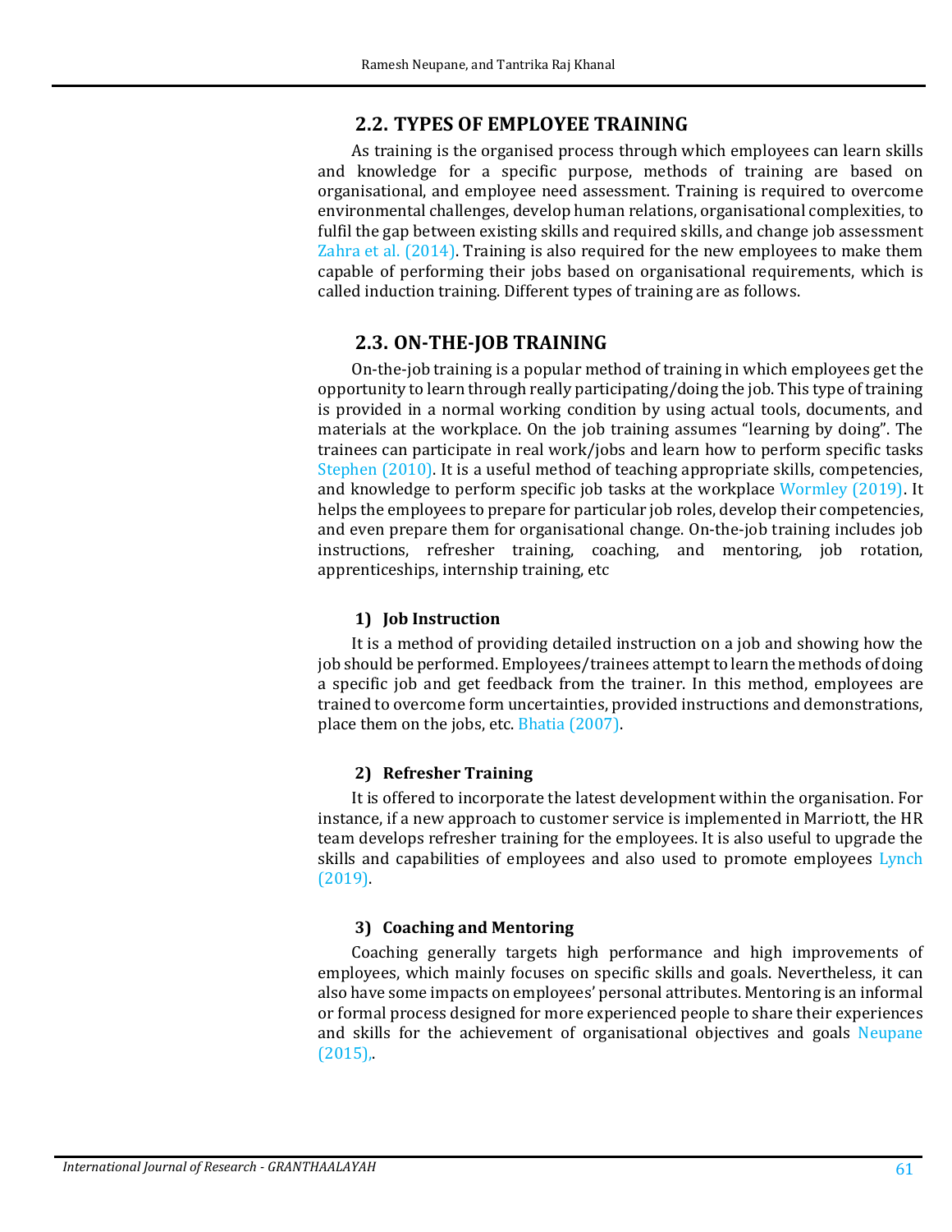## 2.2. TYPES OF EMPLOYEE TRAINING

As training is the organised process through which employees can learn skills and knowledge for a specific purpose, methods of training are based on organisational, and employee need assessment. Training is required to overcome environmental challenges, develop human relations, organisational complexities, to fulfil the gap between existing skills and required skills, and change job assessment Zahra et al. (2014). Training is also required for the new employees to make them capable of performing their jobs based on organisational requirements, which is called induction training. Different types of training are as follows.

## 2.3. ON-THE-JOB TRAINING

On-the-job training is a popular method of training in which employees get the opportunity to learn through really participating/doing the job. This type of training is provided in a normal working condition by using actual tools, documents, and materials at the workplace. On the job training assumes "learning by doing". The trainees can participate in real work/jobs and learn how to perform specific tasks Stephen (2010). It is a useful method of teaching appropriate skills, competencies, and knowledge to perform specific job tasks at the workplace Wormley (2019). It helps the employees to prepare for particular job roles, develop their competencies, and even prepare them for organisational change. On-the-job training includes job instructions, refresher training, coaching, and mentoring, job rotation, apprenticeships, internship training, etc

### 1) Job Instruction

It is a method of providing detailed instruction on a job and showing how the job should be performed. Employees/trainees attempt to learn the methods of doing a specific job and get feedback from the trainer. In this method, employees are trained to overcome form uncertainties, provided instructions and demonstrations, place them on the jobs, etc. Bhatia (2007).

### 2) Refresher Training

It is offered to incorporate the latest development within the organisation. For instance, if a new approach to customer service is implemented in Marriott, the HR team develops refresher training for the employees. It is also useful to upgrade the skills and capabilities of employees and also used to promote employees Lynch (2019).

### 3) Coaching and Mentoring

Coaching generally targets high performance and high improvements of employees, which mainly focuses on specific skills and goals. Nevertheless, it can also have some impacts on employees' personal attributes. Mentoring is an informal or formal process designed for more experienced people to share their experiences and skills for the achievement of organisational objectives and goals Neupane (2015),.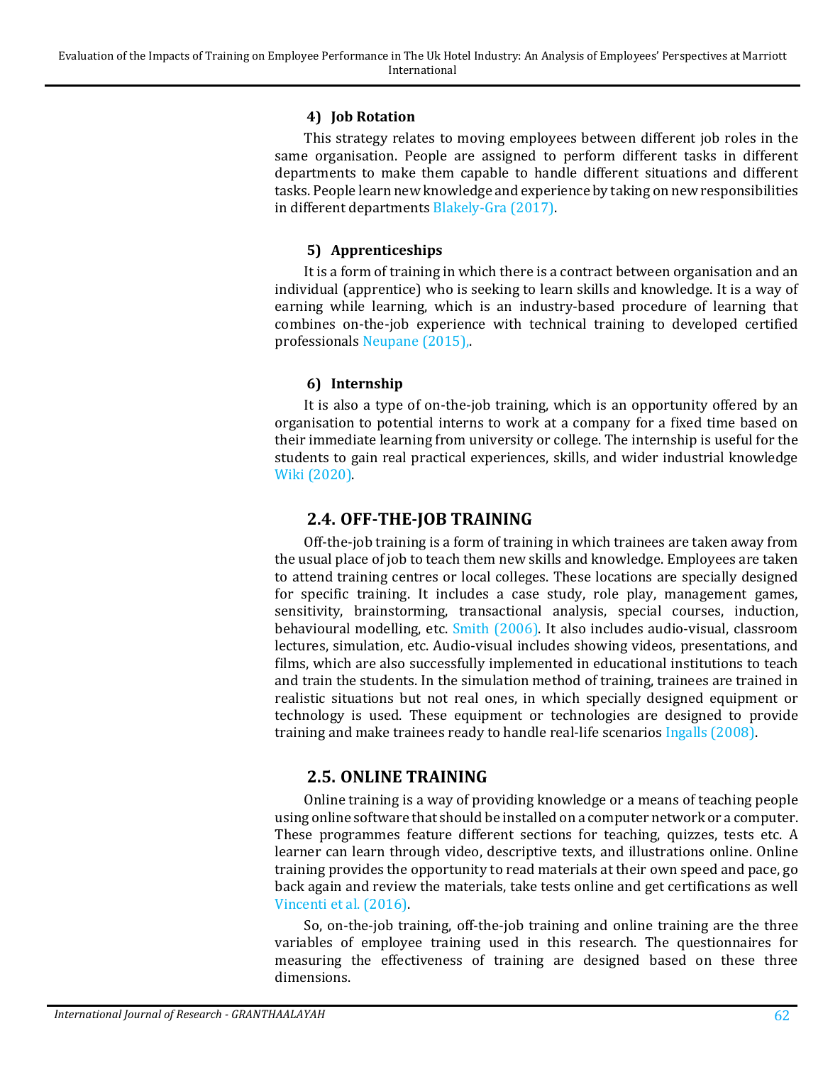#### 4) Job Rotation

This strategy relates to moving employees between different job roles in the same organisation. People are assigned to perform different tasks in different departments to make them capable to handle different situations and different tasks. People learn new knowledge and experience by taking on new responsibilities in different departments Blakely-Gra (2017).

#### 5) Apprenticeships

It is a form of training in which there is a contract between organisation and an individual (apprentice) who is seeking to learn skills and knowledge. It is a way of earning while learning, which is an industry-based procedure of learning that combines on-the-job experience with technical training to developed certified professionals Neupane (2015),.

#### 6) Internship

It is also a type of on-the-job training, which is an opportunity offered by an organisation to potential interns to work at a company for a fixed time based on their immediate learning from university or college. The internship is useful for the students to gain real practical experiences, skills, and wider industrial knowledge Wiki (2020).

### 2.4. OFF-THE-JOB TRAINING

Off-the-job training is a form of training in which trainees are taken away from the usual place of job to teach them new skills and knowledge. Employees are taken to attend training centres or local colleges. These locations are specially designed for specific training. It includes a case study, role play, management games, sensitivity, brainstorming, transactional analysis, special courses, induction, behavioural modelling, etc. Smith (2006). It also includes audio-visual, classroom lectures, simulation, etc. Audio-visual includes showing videos, presentations, and films, which are also successfully implemented in educational institutions to teach and train the students. In the simulation method of training, trainees are trained in realistic situations but not real ones, in which specially designed equipment or technology is used. These equipment or technologies are designed to provide training and make trainees ready to handle real-life scenarios Ingalls (2008).

### 2.5. ONLINE TRAINING

Online training is a way of providing knowledge or a means of teaching people using online software that should be installed on a computer network or a computer. These programmes feature different sections for teaching, quizzes, tests etc. A learner can learn through video, descriptive texts, and illustrations online. Online training provides the opportunity to read materials at their own speed and pace, go back again and review the materials, take tests online and get certifications as well Vincenti et al. (2016).

So, on-the-job training, off-the-job training and online training are the three variables of employee training used in this research. The questionnaires for measuring the effectiveness of training are designed based on these three dimensions.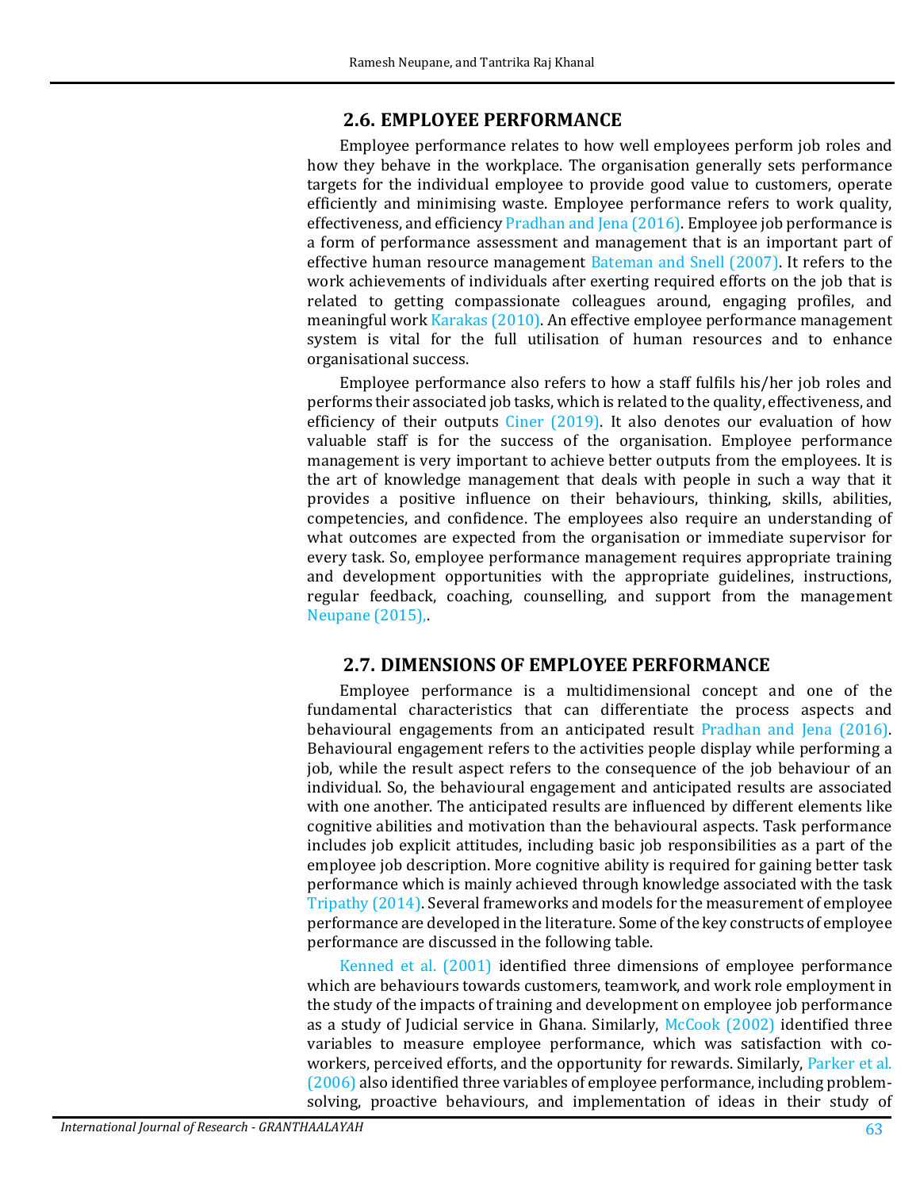## 2.6. EMPLOYEE PERFORMANCE

Employee performance relates to how well employees perform job roles and how they behave in the workplace. The organisation generally sets performance targets for the individual employee to provide good value to customers, operate efficiently and minimising waste. Employee performance refers to work quality, effectiveness, and efficiency Pradhan and Jena (2016). Employee job performance is a form of performance assessment and management that is an important part of effective human resource management Bateman and Snell (2007). It refers to the work achievements of individuals after exerting required efforts on the job that is related to getting compassionate colleagues around, engaging profiles, and meaningful work Karakas (2010). An effective employee performance management system is vital for the full utilisation of human resources and to enhance organisational success.

Employee performance also refers to how a staff fulfils his/her job roles and performs their associated job tasks, which is related to the quality, effectiveness, and efficiency of their outputs Ciner (2019). It also denotes our evaluation of how valuable staff is for the success of the organisation. Employee performance management is very important to achieve better outputs from the employees. It is the art of knowledge management that deals with people in such a way that it provides a positive influence on their behaviours, thinking, skills, abilities, competencies, and confidence. The employees also require an understanding of what outcomes are expected from the organisation or immediate supervisor for every task. So, employee performance management requires appropriate training and development opportunities with the appropriate guidelines, instructions, regular feedback, coaching, counselling, and support from the management Neupane (2015),.

## 2.7. DIMENSIONS OF EMPLOYEE PERFORMANCE

Employee performance is a multidimensional concept and one of the fundamental characteristics that can differentiate the process aspects and behavioural engagements from an anticipated result Pradhan and Jena (2016). Behavioural engagement refers to the activities people display while performing a job, while the result aspect refers to the consequence of the job behaviour of an individual. So, the behavioural engagement and anticipated results are associated with one another. The anticipated results are influenced by different elements like cognitive abilities and motivation than the behavioural aspects. Task performance includes job explicit attitudes, including basic job responsibilities as a part of the employee job description. More cognitive ability is required for gaining better task performance which is mainly achieved through knowledge associated with the task Tripathy (2014). Several frameworks and models for the measurement of employee performance are developed in the literature. Some of the key constructs of employee performance are discussed in the following table.

Kenned et al. (2001) identified three dimensions of employee performance which are behaviours towards customers, teamwork, and work role employment in the study of the impacts of training and development on employee job performance as a study of Judicial service in Ghana. Similarly, McCook (2002) identified three variables to measure employee performance, which was satisfaction with co-workers, perceived efforts, and the opportunity for rewards. Similarly, Parker et al. (2006) also identified three variables of employee performance, including problem-solving, proactive behaviours, and implementation of ideas in their study of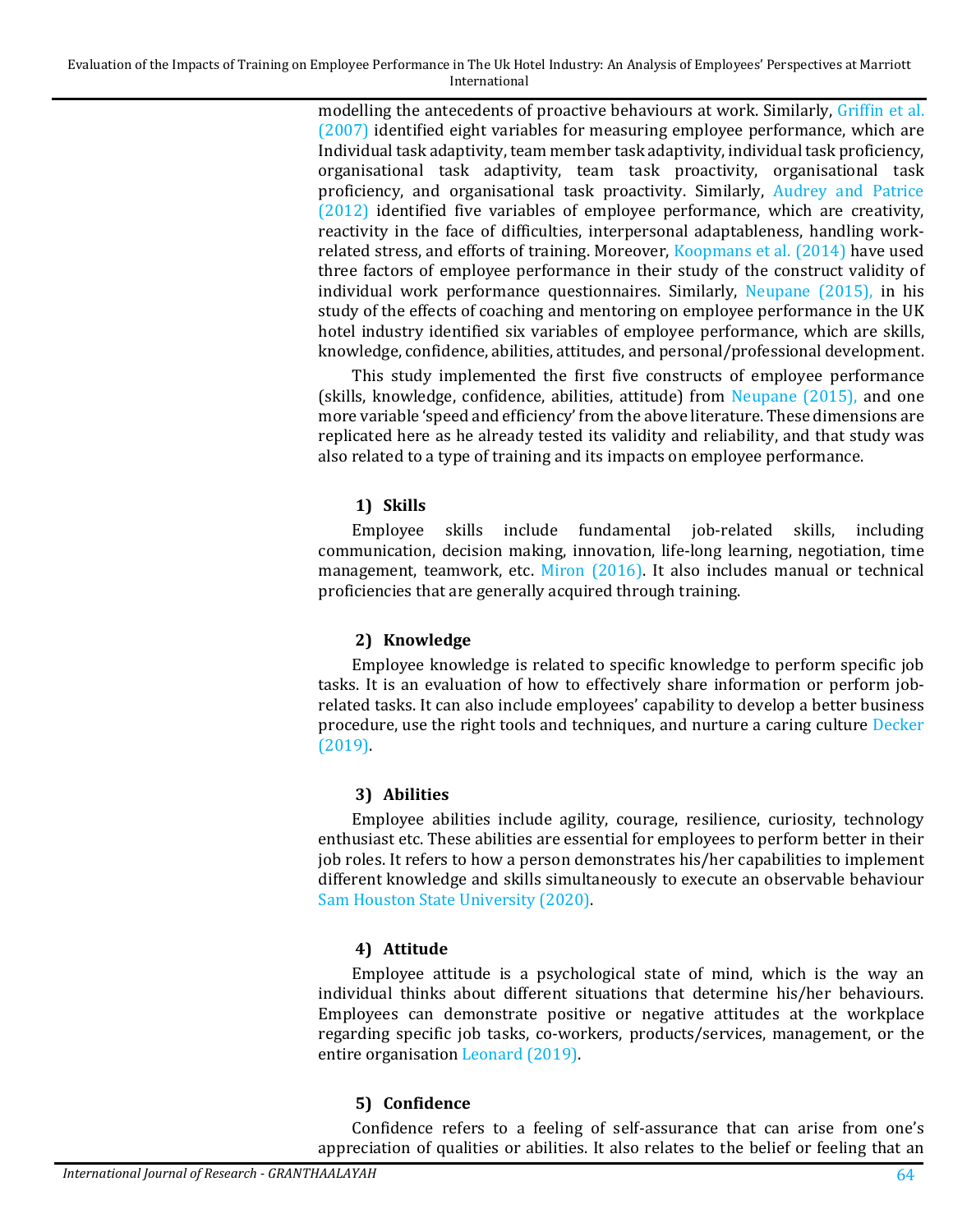modelling the antecedents of proactive behaviours at work. Similarly, Griffin et al. (2007) identified eight variables for measuring employee performance, which are Individual task adaptivity, team member task adaptivity, individual task proficiency, organisational task adaptivity, team task proactivity, organisational task proficiency, and organisational task proactivity. Similarly, Audrey and Patrice (2012) identified five variables of employee performance, which are creativity, reactivity in the face of difficulties, interpersonal adaptableness, handling work-related stress, and efforts of training. Moreover, Koopmans et al. (2014) have used three factors of employee performance in their study of the construct validity of individual work performance questionnaires. Similarly, Neupane (2015), in his study of the effects of coaching and mentoring on employee performance in the UK hotel industry identified six variables of employee performance, which are skills, knowledge, confidence, abilities, attitudes, and personal/professional development.

This study implemented the first five constructs of employee performance (skills, knowledge, confidence, abilities, attitude) from Neupane (2015), and one more variable 'speed and efficiency' from the above literature. These dimensions are replicated here as he already tested its validity and reliability, and that study was also related to a type of training and its impacts on employee performance.

### 1) Skills

Employee skills include fundamental job-related skills, including communication, decision making, innovation, life-long learning, negotiation, time management, teamwork, etc. Miron (2016). It also includes manual or technical proficiencies that are generally acquired through training.

### 2) Knowledge

Employee knowledge is related to specific knowledge to perform specific job tasks. It is an evaluation of how to effectively share information or perform job-related tasks. It can also include employees' capability to develop a better business procedure, use the right tools and techniques, and nurture a caring culture Decker (2019).

### 3) Abilities

Employee abilities include agility, courage, resilience, curiosity, technology enthusiast etc. These abilities are essential for employees to perform better in their job roles. It refers to how a person demonstrates his/her capabilities to implement different knowledge and skills simultaneously to execute an observable behaviour Sam Houston State University (2020).

### 4) Attitude

Employee attitude is a psychological state of mind, which is the way an individual thinks about different situations that determine his/her behaviours. Employees can demonstrate positive or negative attitudes at the workplace regarding specific job tasks, co-workers, products/services, management, or the entire organisation Leonard (2019).

### 5) Confidence

Confidence refers to a feeling of self-assurance that can arise from one's appreciation of qualities or abilities. It also relates to the belief or feeling that an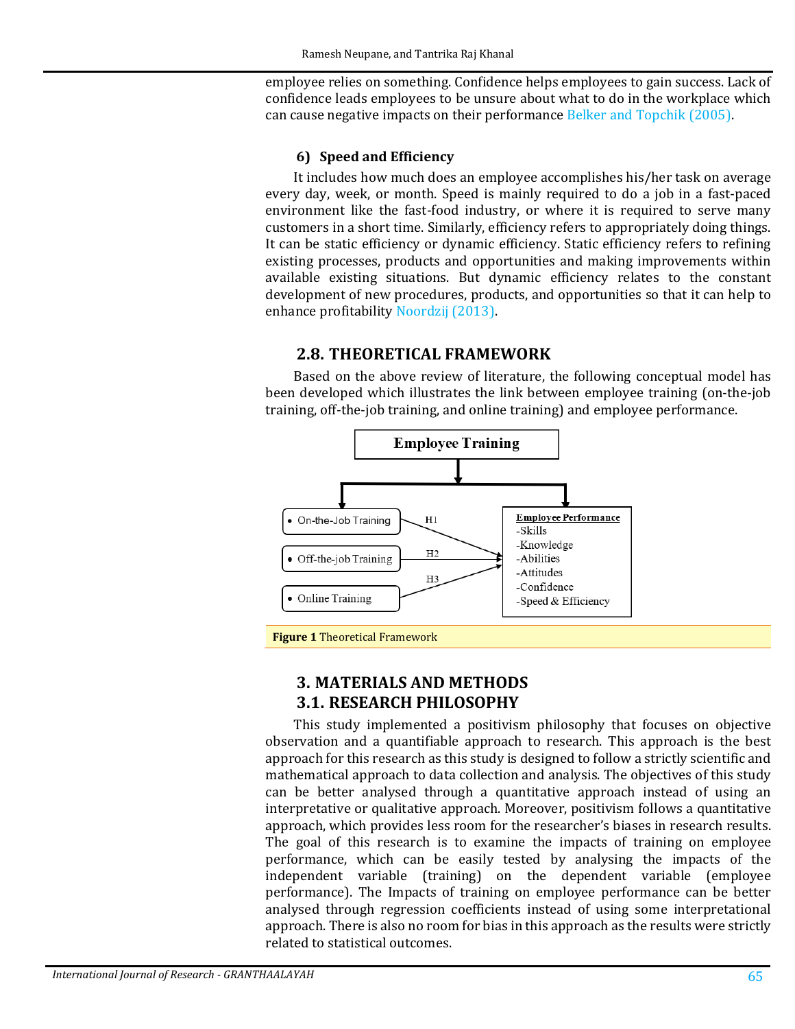employee relies on something. Confidence helps employees to gain success. Lack of confidence leads employees to be unsure about what to do in the workplace which can cause negative impacts on their performance Belker and Topchik (2005).

#### 6) Speed and Efficiency

It includes how much does an employee accomplishes his/her task on average every day, week, or month. Speed is mainly required to do a job in a fast-paced environment like the fast-food industry, or where it is required to serve many customers in a short time. Similarly, efficiency refers to appropriately doing things. It can be static efficiency or dynamic efficiency. Static efficiency refers to refining existing processes, products and opportunities and making improvements within available existing situations. But dynamic efficiency relates to the constant development of new procedures, products, and opportunities so that it can help to enhance profitability Noordzij (2013).

## 2.8. THEORETICAL FRAMEWORK

Based on the above review of literature, the following conceptual model has been developed which illustrates the link between employee training (on-the-job training, off-the-job training, and online training) and employee performance.

**Figure 1** Theoretical Framework

# 3. MATERIALS AND METHODS

## 3.1. RESEARCH PHILOSOPHY

This study implemented a positivism philosophy that focuses on objective observation and a quantifiable approach to research. This approach is the best approach for this research as this study is designed to follow a strictly scientific and mathematical approach to data collection and analysis. The objectives of this study can be better analysed through a quantitative approach instead of using an interpretative or qualitative approach. Moreover, positivism follows a quantitative approach, which provides less room for the researcher's biases in research results. The goal of this research is to examine the impacts of training on employee performance, which can be easily tested by analysing the impacts of the independent variable (training) on the dependent variable (employee performance). The Impacts of training on employee performance can be better analysed through regression coefficients instead of using some interpretational approach. There is also no room for bias in this approach as the results were strictly related to statistical outcomes.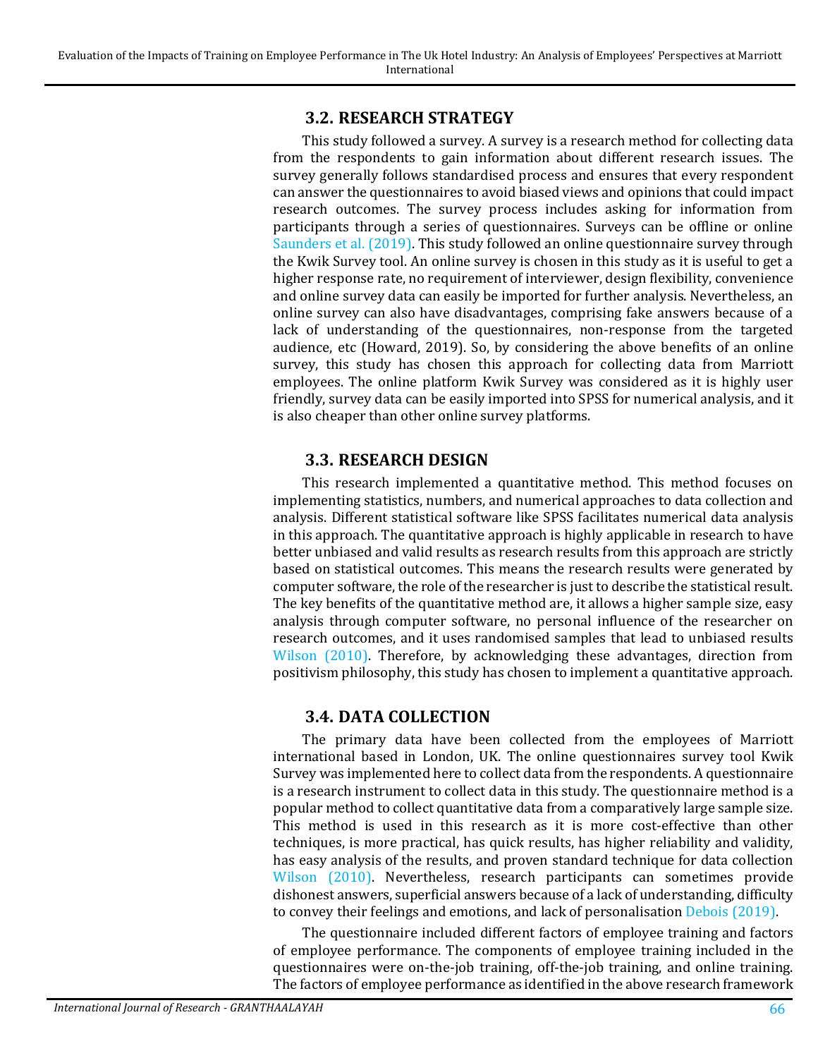## 3.2. RESEARCH STRATEGY

This study followed a survey. A survey is a research method for collecting data from the respondents to gain information about different research issues. The survey generally follows standardised process and ensures that every respondent can answer the questionnaires to avoid biased views and opinions that could impact research outcomes. The survey process includes asking for information from participants through a series of questionnaires. Surveys can be offline or online Saunders et al. (2019). This study followed an online questionnaire survey through the Kwik Survey tool. An online survey is chosen in this study as it is useful to get a higher response rate, no requirement of interviewer, design flexibility, convenience and online survey data can easily be imported for further analysis. Nevertheless, an online survey can also have disadvantages, comprising fake answers because of a lack of understanding of the questionnaires, non-response from the targeted audience, etc (Howard, 2019). So, by considering the above benefits of an online survey, this study has chosen this approach for collecting data from Marriott employees. The online platform Kwik Survey was considered as it is highly user friendly, survey data can be easily imported into SPSS for numerical analysis, and it is also cheaper than other online survey platforms.

## 3.3. RESEARCH DESIGN

This research implemented a quantitative method. This method focuses on implementing statistics, numbers, and numerical approaches to data collection and analysis. Different statistical software like SPSS facilitates numerical data analysis in this approach. The quantitative approach is highly applicable in research to have better unbiased and valid results as research results from this approach are strictly based on statistical outcomes. This means the research results were generated by computer software, the role of the researcher is just to describe the statistical result. The key benefits of the quantitative method are, it allows a higher sample size, easy analysis through computer software, no personal influence of the researcher on research outcomes, and it uses randomised samples that lead to unbiased results Wilson (2010). Therefore, by acknowledging these advantages, direction from positivism philosophy, this study has chosen to implement a quantitative approach.

## 3.4. DATA COLLECTION

The primary data have been collected from the employees of Marriott international based in London, UK. The online questionnaires survey tool Kwik Survey was implemented here to collect data from the respondents. A questionnaire is a research instrument to collect data in this study. The questionnaire method is a popular method to collect quantitative data from a comparatively large sample size. This method is used in this research as it is more cost-effective than other techniques, is more practical, has quick results, has higher reliability and validity, has easy analysis of the results, and proven standard technique for data collection Wilson (2010). Nevertheless, research participants can sometimes provide dishonest answers, superficial answers because of a lack of understanding, difficulty to convey their feelings and emotions, and lack of personalisation Debois (2019).

The questionnaire included different factors of employee training and factors of employee performance. The components of employee training included in the questionnaires were on-the-job training, off-the-job training, and online training. The factors of employee performance as identified in the above research framework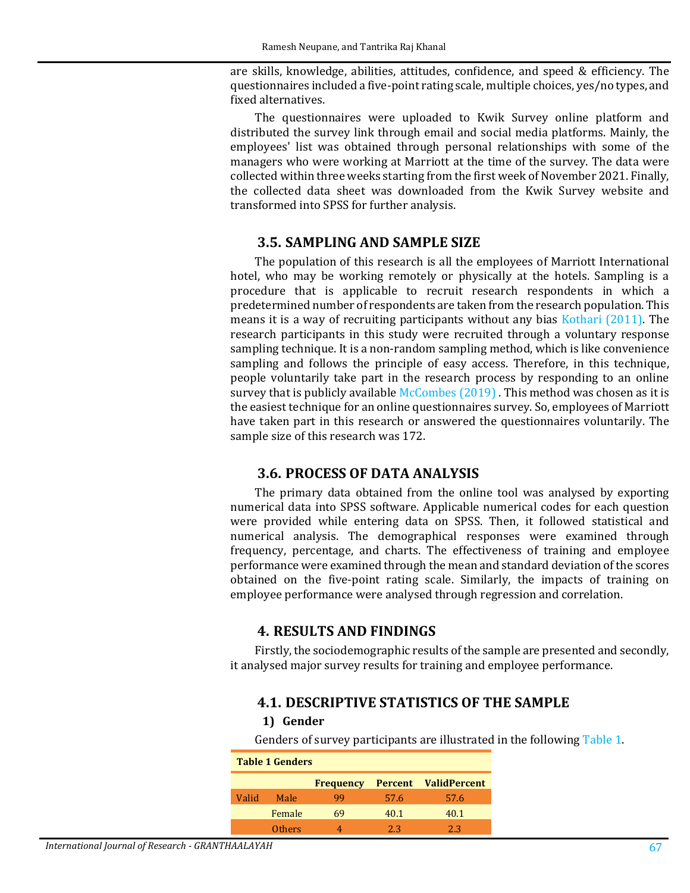are skills, knowledge, abilities, attitudes, confidence, and speed & efficiency. The questionnaires included a five-point rating scale, multiple choices, yes/no types, and fixed alternatives.

The questionnaires were uploaded to Kwik Survey online platform and distributed the survey link through email and social media platforms. Mainly, the employees' list was obtained through personal relationships with some of the managers who were working at Marriott at the time of the survey. The data were collected within three weeks starting from the first week of November 2021. Finally, the collected data sheet was downloaded from the Kwik Survey website and transformed into SPSS for further analysis.

## 3.5. SAMPLING AND SAMPLE SIZE

The population of this research is all the employees of Marriott International hotel, who may be working remotely or physically at the hotels. Sampling is a procedure that is applicable to recruit research respondents in which a predetermined number of respondents are taken from the research population. This means it is a way of recruiting participants without any bias Kothari (2011). The research participants in this study were recruited through a voluntary response sampling technique. It is a non-random sampling method, which is like convenience sampling and follows the principle of easy access. Therefore, in this technique, people voluntarily take part in the research process by responding to an online survey that is publicly available McCombes (2019) . This method was chosen as it is the easiest technique for an online questionnaires survey. So, employees of Marriott have taken part in this research or answered the questionnaires voluntarily. The sample size of this research was 172.

## 3.6. PROCESS OF DATA ANALYSIS

The primary data obtained from the online tool was analysed by exporting numerical data into SPSS software. Applicable numerical codes for each question were provided while entering data on SPSS. Then, it followed statistical and numerical analysis. The demographical responses were examined through frequency, percentage, and charts. The effectiveness of training and employee performance were examined through the mean and standard deviation of the scores obtained on the five-point rating scale. Similarly, the impacts of training on employee performance were analysed through regression and correlation.

# 4. RESULTS AND FINDINGS

Firstly, the sociodemographic results of the sample are presented and secondly, it analysed major survey results for training and employee performance.

## 4.1. DESCRIPTIVE STATISTICS OF THE SAMPLE

### 1) Gender

Genders of survey participants are illustrated in the following Table 1.

**Table 1 Genders**

| | | Frequency | Percent | ValidPercent |
|---|---|---|---|---|
| Valid | Male | 99 | 57.6 | 57.6 |
| | Female | 69 | 40.1 | 40.1 |
| | Others | 4 | 2.3 | 2.3 |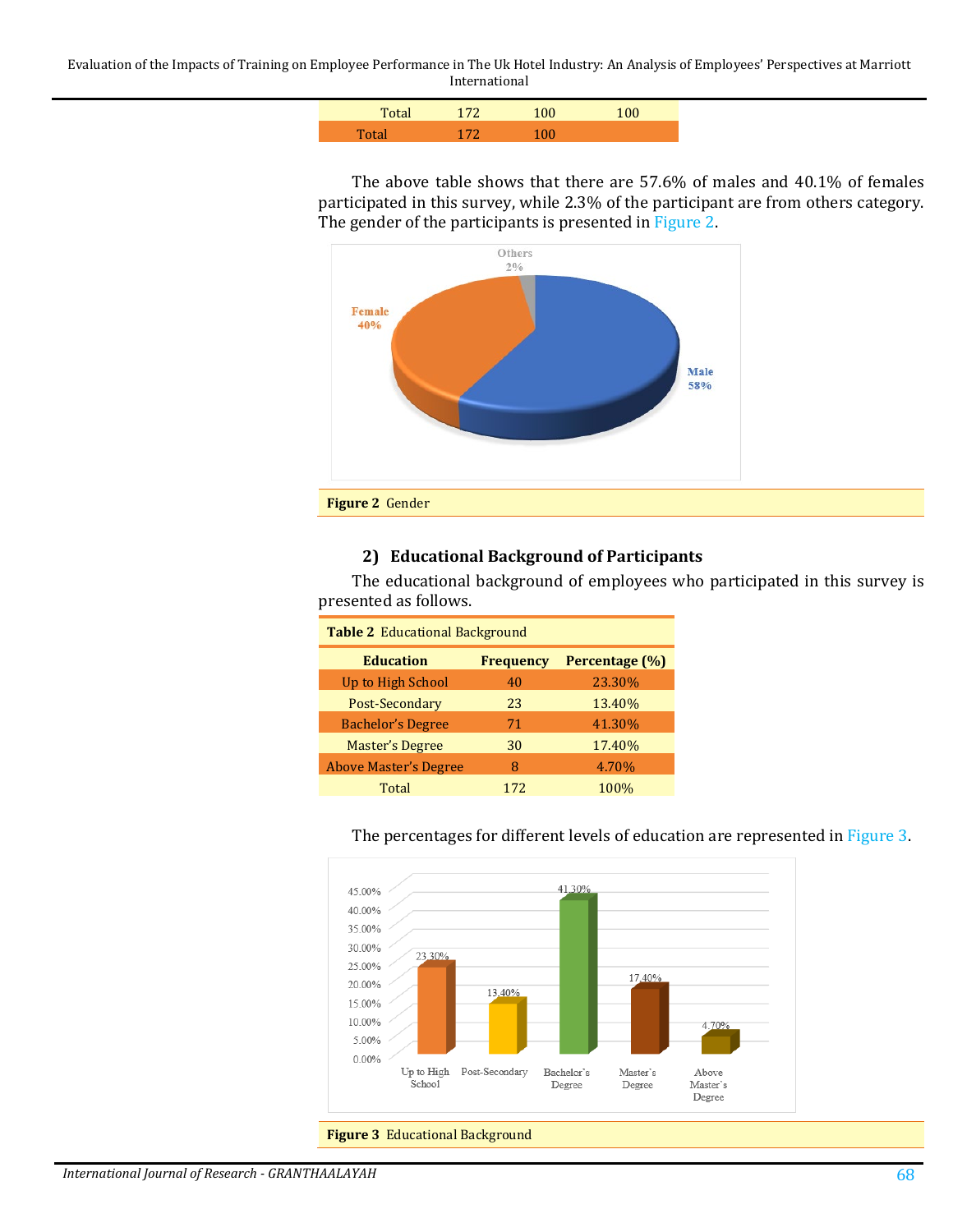| Total | 172 | 100 | 100 |
|---|---|---|---|
| Total | 172 | 100 | |

The above table shows that there are 57.6% of males and 40.1% of females participated in this survey, while 2.3% of the participant are from others category. The gender of the participants is presented in Figure 2.

**Figure 2** Gender

### 2) Educational Background of Participants

The educational background of employees who participated in this survey is presented as follows.

**Table 2** Educational Background

| Education | Frequency | Percentage (%) |
|---|---|---|
| Up to High School | 40 | 23.30% |
| Post-Secondary | 23 | 13.40% |
| Bachelor's Degree | 71 | 41.30% |
| Master's Degree | 30 | 17.40% |
| Above Master's Degree | 8 | 4.70% |
| Total | 172 | 100% |

The percentages for different levels of education are represented in Figure 3.

**Figure 3** Educational Background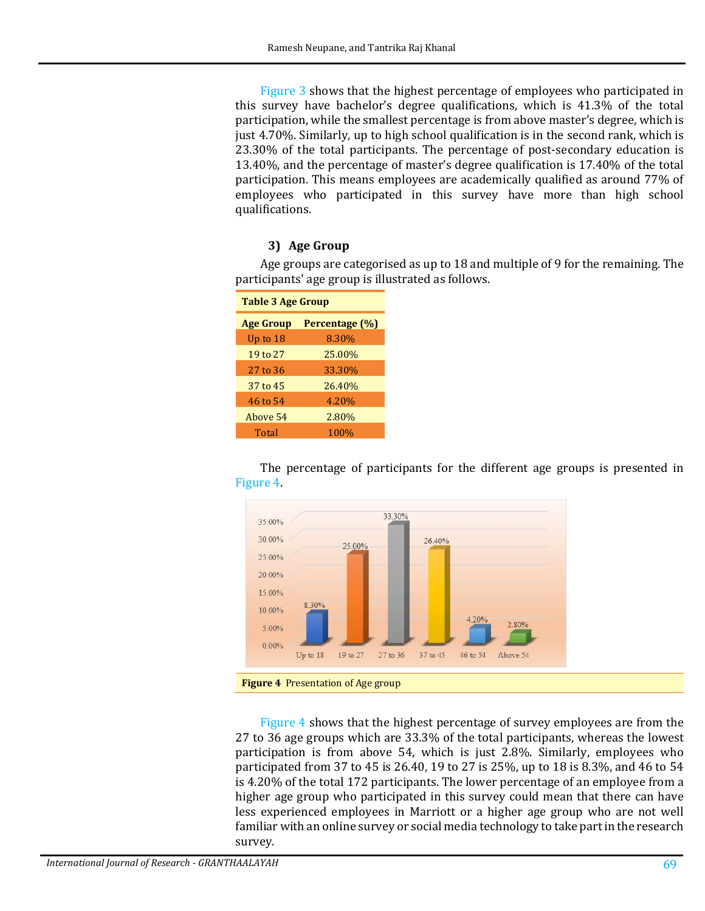Figure 3 shows that the highest percentage of employees who participated in this survey have bachelor's degree qualifications, which is 41.3% of the total participation, while the smallest percentage is from above master's degree, which is just 4.70%. Similarly, up to high school qualification is in the second rank, which is 23.30% of the total participants. The percentage of post-secondary education is 13.40%, and the percentage of master's degree qualification is 17.40% of the total participation. This means employees are academically qualified as around 77% of employees who participated in this survey have more than high school qualifications.

### 3) Age Group

Age groups are categorised as up to 18 and multiple of 9 for the remaining. The participants' age group is illustrated as follows.

**Table 3 Age Group**

| Age Group | Percentage (%) |
|---|---|
| Up to 18 | 8.30% |
| 19 to 27 | 25.00% |
| 27 to 36 | 33.30% |
| 37 to 45 | 26.40% |
| 46 to 54 | 4.20% |
| Above 54 | 2.80% |
| Total | 100% |

The percentage of participants for the different age groups is presented in Figure 4.

**Figure 4** Presentation of Age group

Figure 4 shows that the highest percentage of survey employees are from the 27 to 36 age groups which are 33.3% of the total participants, whereas the lowest participation is from above 54, which is just 2.8%. Similarly, employees who participated from 37 to 45 is 26.40, 19 to 27 is 25%, up to 18 is 8.3%, and 46 to 54 is 4.20% of the total 172 participants. The lower percentage of an employee from a higher age group who participated in this survey could mean that there can have less experienced employees in Marriott or a higher age group who are not well familiar with an online survey or social media technology to take part in the research survey.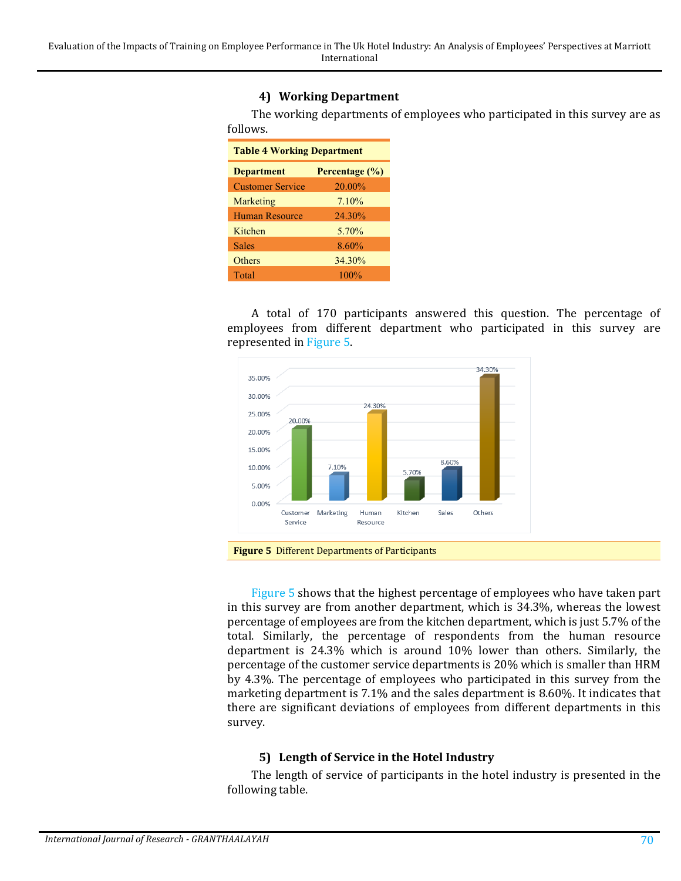#### 4) Working Department

The working departments of employees who participated in this survey are as follows.

**Table 4 Working Department**

| Department | Percentage (%) |
|---|---|
| Customer Service | 20.00% |
| Marketing | 7.10% |
| Human Resource | 24.30% |
| Kitchen | 5.70% |
| Sales | 8.60% |
| Others | 34.30% |
| Total | 100% |

A total of 170 participants answered this question. The percentage of employees from different department who participated in this survey are represented in Figure 5.

**Figure 5** Different Departments of Participants

Figure 5 shows that the highest percentage of employees who have taken part in this survey are from another department, which is 34.3%, whereas the lowest percentage of employees are from the kitchen department, which is just 5.7% of the total. Similarly, the percentage of respondents from the human resource department is 24.3% which is around 10% lower than others. Similarly, the percentage of the customer service departments is 20% which is smaller than HRM by 4.3%. The percentage of employees who participated in this survey from the marketing department is 7.1% and the sales department is 8.60%. It indicates that there are significant deviations of employees from different departments in this survey.

#### 5) Length of Service in the Hotel Industry

The length of service of participants in the hotel industry is presented in the following table.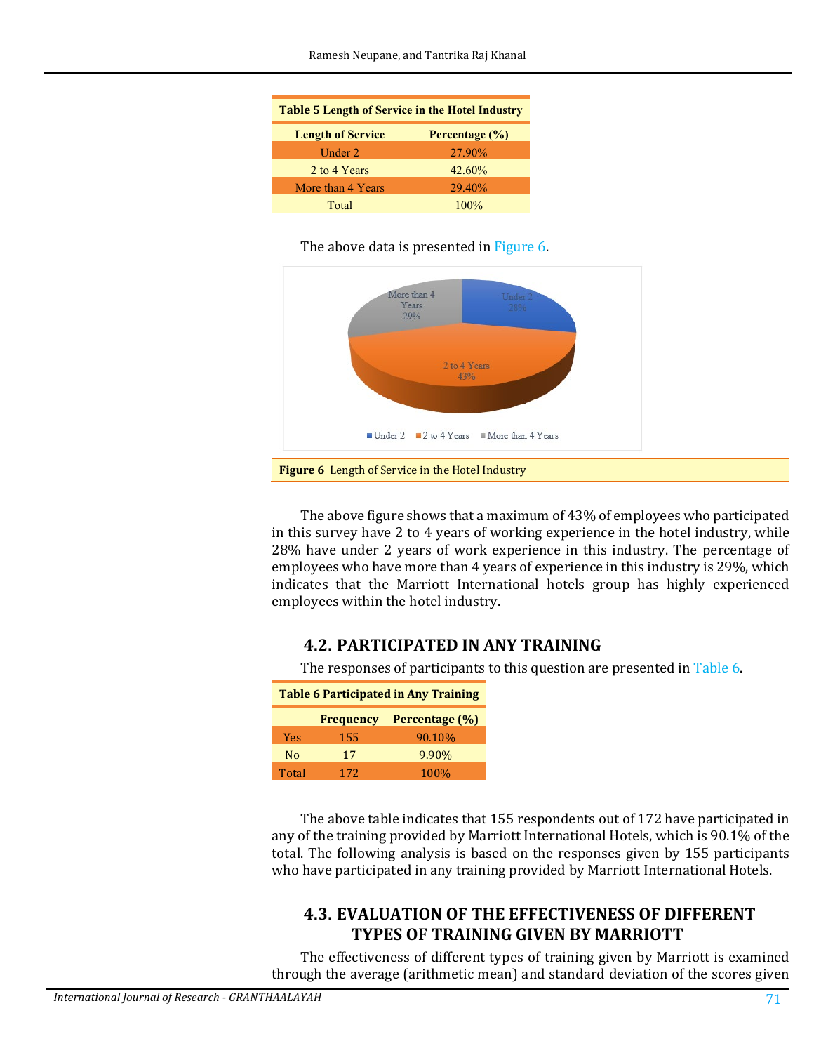**Table 5 Length of Service in the Hotel Industry**

| Length of Service | Percentage (%) |
|---|---|
| Under 2 | 27.90% |
| 2 to 4 Years | 42.60% |
| More than 4 Years | 29.40% |
| Total | 100% |

The above data is presented in Figure 6.

**Figure 6** Length of Service in the Hotel Industry

The above figure shows that a maximum of 43% of employees who participated in this survey have 2 to 4 years of working experience in the hotel industry, while 28% have under 2 years of work experience in this industry. The percentage of employees who have more than 4 years of experience in this industry is 29%, which indicates that the Marriott International hotels group has highly experienced employees within the hotel industry.

### 4.2. PARTICIPATED IN ANY TRAINING

The responses of participants to this question are presented in Table 6.

**Table 6 Participated in Any Training**

| | Frequency | Percentage (%) |
|---|---|---|
| Yes | 155 | 90.10% |
| No | 17 | 9.90% |
| Total | 172 | 100% |

The above table indicates that 155 respondents out of 172 have participated in any of the training provided by Marriott International Hotels, which is 90.1% of the total. The following analysis is based on the responses given by 155 participants who have participated in any training provided by Marriott International Hotels.

### 4.3. EVALUATION OF THE EFFECTIVENESS OF DIFFERENT TYPES OF TRAINING GIVEN BY MARRIOTT

The effectiveness of different types of training given by Marriott is examined through the average (arithmetic mean) and standard deviation of the scores given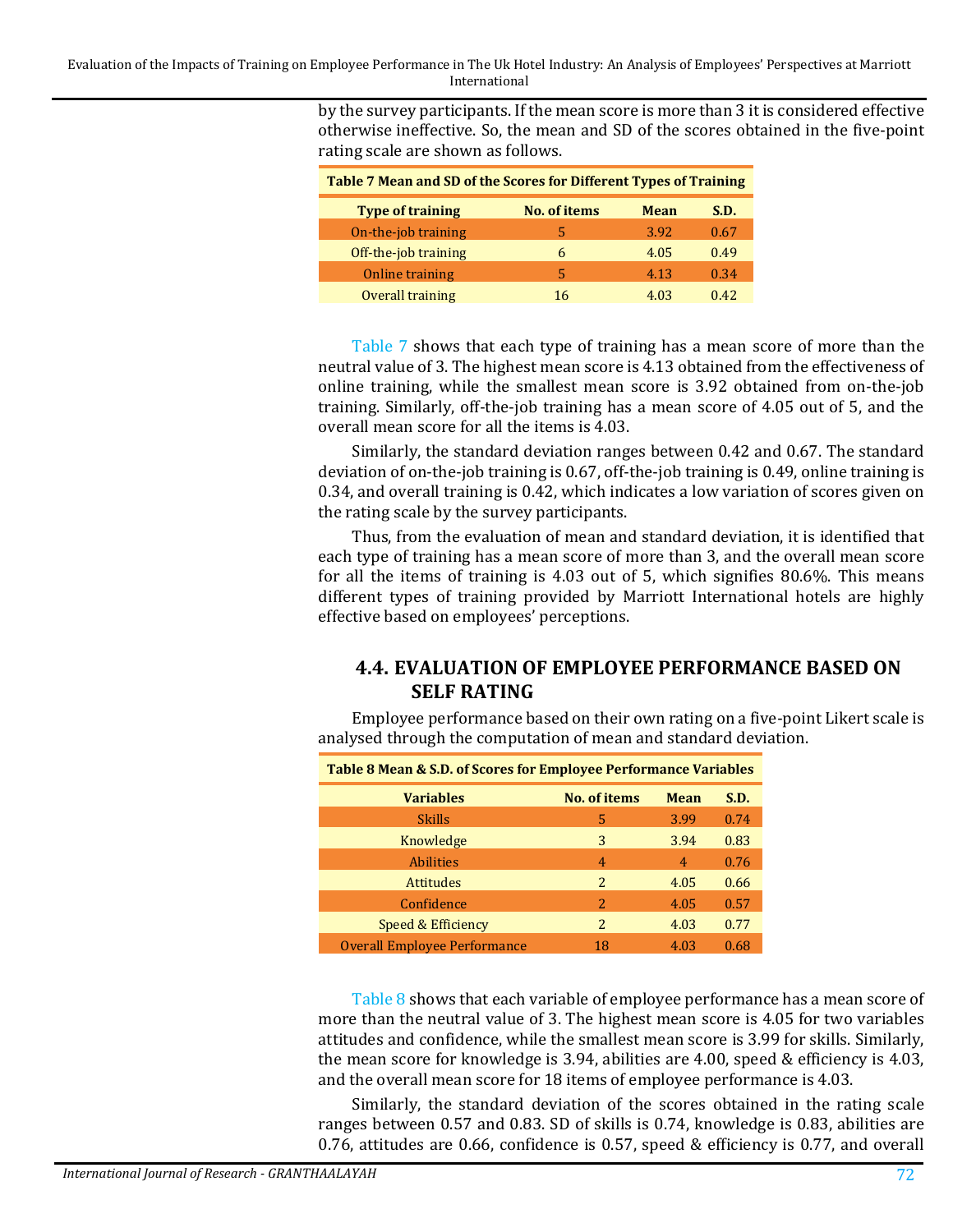by the survey participants. If the mean score is more than 3 it is considered effective otherwise ineffective. So, the mean and SD of the scores obtained in the five-point rating scale are shown as follows.

**Table 7 Mean and SD of the Scores for Different Types of Training**

| Type of training | No. of items | Mean | S.D. |
|---|---|---|---|
| On-the-job training | 5 | 3.92 | 0.67 |
| Off-the-job training | 6 | 4.05 | 0.49 |
| Online training | 5 | 4.13 | 0.34 |
| Overall training | 16 | 4.03 | 0.42 |

Table 7 shows that each type of training has a mean score of more than the neutral value of 3. The highest mean score is 4.13 obtained from the effectiveness of online training, while the smallest mean score is 3.92 obtained from on-the-job training. Similarly, off-the-job training has a mean score of 4.05 out of 5, and the overall mean score for all the items is 4.03.

Similarly, the standard deviation ranges between 0.42 and 0.67. The standard deviation of on-the-job training is 0.67, off-the-job training is 0.49, online training is 0.34, and overall training is 0.42, which indicates a low variation of scores given on the rating scale by the survey participants.

Thus, from the evaluation of mean and standard deviation, it is identified that each type of training has a mean score of more than 3, and the overall mean score for all the items of training is 4.03 out of 5, which signifies 80.6%. This means different types of training provided by Marriott International hotels are highly effective based on employees' perceptions.

## 4.4. EVALUATION OF EMPLOYEE PERFORMANCE BASED ON SELF RATING

Employee performance based on their own rating on a five-point Likert scale is analysed through the computation of mean and standard deviation.

**Table 8 Mean & S.D. of Scores for Employee Performance Variables**

| Variables | No. of items | Mean | S.D. |
|---|---|---|---|
| Skills | 5 | 3.99 | 0.74 |
| Knowledge | 3 | 3.94 | 0.83 |
| Abilities | 4 | 4 | 0.76 |
| Attitudes | 2 | 4.05 | 0.66 |
| Confidence | 2 | 4.05 | 0.57 |
| Speed & Efficiency | 2 | 4.03 | 0.77 |
| Overall Employee Performance | 18 | 4.03 | 0.68 |

Table 8 shows that each variable of employee performance has a mean score of more than the neutral value of 3. The highest mean score is 4.05 for two variables attitudes and confidence, while the smallest mean score is 3.99 for skills. Similarly, the mean score for knowledge is 3.94, abilities are 4.00, speed & efficiency is 4.03, and the overall mean score for 18 items of employee performance is 4.03.

Similarly, the standard deviation of the scores obtained in the rating scale ranges between 0.57 and 0.83. SD of skills is 0.74, knowledge is 0.83, abilities are 0.76, attitudes are 0.66, confidence is 0.57, speed & efficiency is 0.77, and overall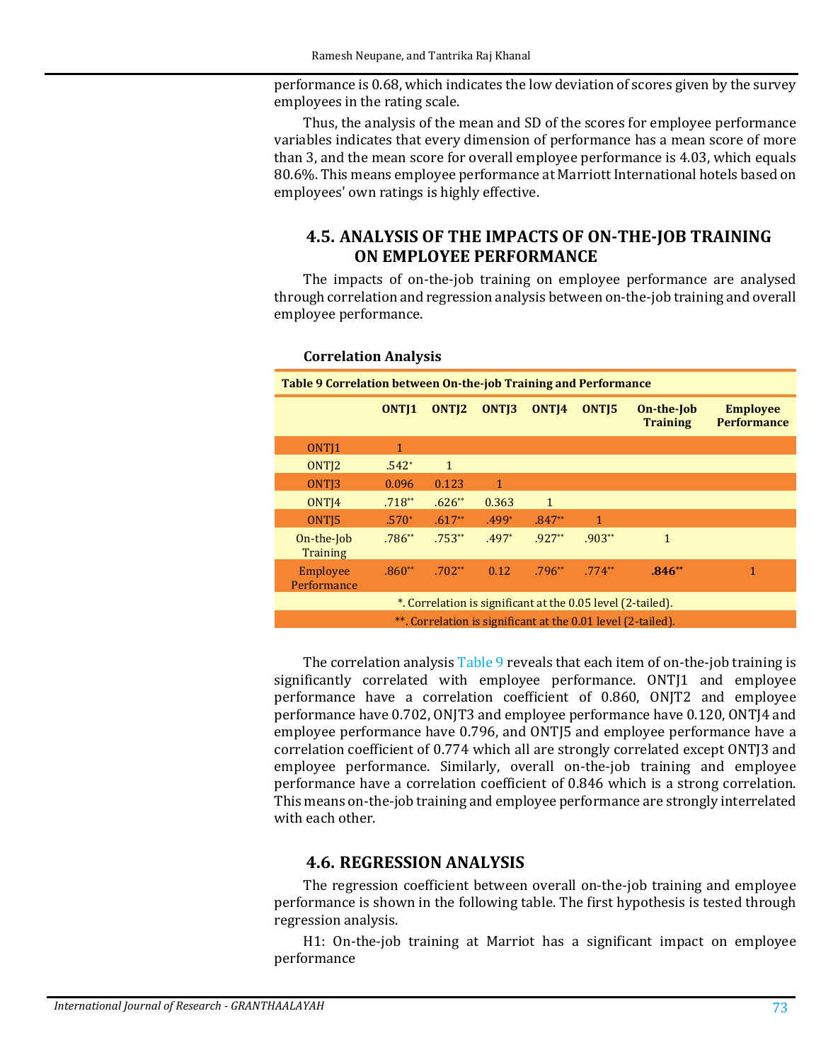performance is 0.68, which indicates the low deviation of scores given by the survey employees in the rating scale.

Thus, the analysis of the mean and SD of the scores for employee performance variables indicates that every dimension of performance has a mean score of more than 3, and the mean score for overall employee performance is 4.03, which equals 80.6%. This means employee performance at Marriott International hotels based on employees' own ratings is highly effective.

## 4.5. ANALYSIS OF THE IMPACTS OF ON-THE-JOB TRAINING ON EMPLOYEE PERFORMANCE

The impacts of on-the-job training on employee performance are analysed through correlation and regression analysis between on-the-job training and overall employee performance.

**Correlation Analysis**

**Table 9 Correlation between On-the-job Training and Performance**

| | ONTJ1 | ONTJ2 | ONTJ3 | ONTJ4 | ONTJ5 | On-the-Job Training | Employee Performance |
|---|---|---|---|---|---|---|---|
| ONTJ1 | 1 | | | | | | |
| ONTJ2 | .542* | 1 | | | | | |
| ONTJ3 | 0.096 | 0.123 | 1 | | | | |
| ONTJ4 | .718** | .626** | 0.363 | 1 | | | |
| ONTJ5 | .570* | .617** | .499* | .847** | 1 | | |
| On-the-Job Training | .786** | .753** | .497* | .927** | .903** | 1 | |
| Employee Performance | .860** | .702** | 0.12 | .796** | .774** | **.846**** | 1 |

*. Correlation is significant at the 0.05 level (2-tailed).

**. Correlation is significant at the 0.01 level (2-tailed).

The correlation analysis Table 9 reveals that each item of on-the-job training is significantly correlated with employee performance. ONTJ1 and employee performance have a correlation coefficient of 0.860, ONJT2 and employee performance have 0.702, ONJT3 and employee performance have 0.120, ONTJ4 and employee performance have 0.796, and ONTJ5 and employee performance have a correlation coefficient of 0.774 which all are strongly correlated except ONTJ3 and employee performance. Similarly, overall on-the-job training and employee performance have a correlation coefficient of 0.846 which is a strong correlation. This means on-the-job training and employee performance are strongly interrelated with each other.

## 4.6. REGRESSION ANALYSIS

The regression coefficient between overall on-the-job training and employee performance is shown in the following table. The first hypothesis is tested through regression analysis.

H1: On-the-job training at Marriot has a significant impact on employee performance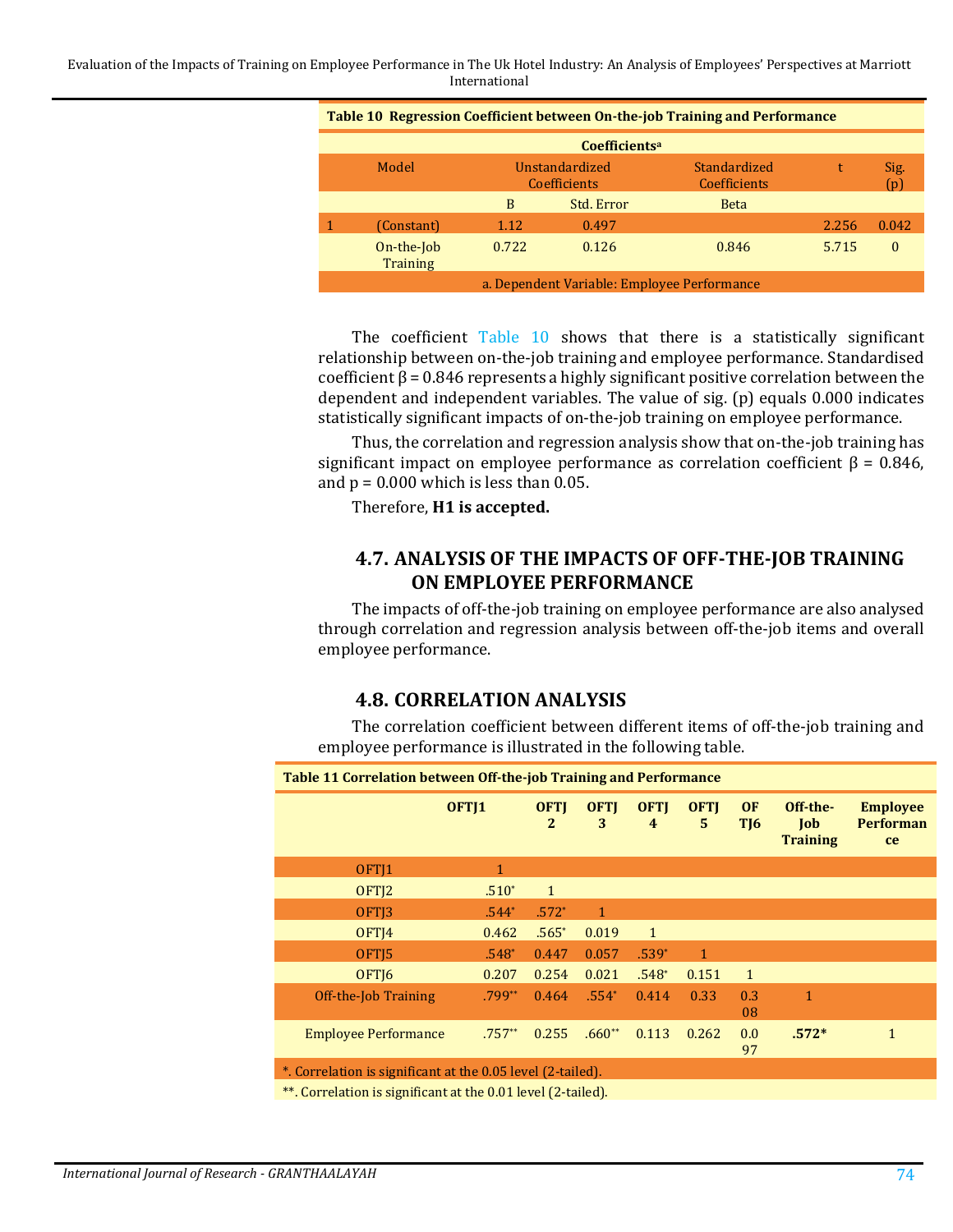**Table 10 Regression Coefficient between On-the-job Training and Performance**

| Model | | Unstandardized Coefficients | | Standardized Coefficients | t | Sig. (p) |
|---|---|---|---|---|---|---|
| | | B | Std. Error | Beta | | |
| 1 | (Constant) | 1.12 | 0.497 | | 2.256 | 0.042 |
| | On-the-Job Training | 0.722 | 0.126 | 0.846 | 5.715 | 0 |

a. Dependent Variable: Employee Performance

The coefficient Table 10 shows that there is a statistically significant relationship between on-the-job training and employee performance. Standardised coefficient β = 0.846 represents a highly significant positive correlation between the dependent and independent variables. The value of sig. (p) equals 0.000 indicates statistically significant impacts of on-the-job training on employee performance.

Thus, the correlation and regression analysis show that on-the-job training has significant impact on employee performance as correlation coefficient β = 0.846, and p = 0.000 which is less than 0.05.

Therefore, **H1 is accepted.**

## 4.7. ANALYSIS OF THE IMPACTS OF OFF-THE-JOB TRAINING ON EMPLOYEE PERFORMANCE

The impacts of off-the-job training on employee performance are also analysed through correlation and regression analysis between off-the-job items and overall employee performance.

## 4.8. CORRELATION ANALYSIS

The correlation coefficient between different items of off-the-job training and employee performance is illustrated in the following table.

**Table 11 Correlation between Off-the-job Training and Performance**

| | OFTJ1 | OFTJ2 | OFTJ3 | OFTJ4 | OFTJ5 | OFTJ6 | Off-the-Job Training | Employee Performance |
|---|---|---|---|---|---|---|---|---|
| OFTJ1 | 1 | | | | | | | |
| OFTJ2 | .510* | 1 | | | | | | |
| OFTJ3 | .544* | .572* | 1 | | | | | |
| OFTJ4 | 0.462 | .565* | 0.019 | 1 | | | | |
| OFTJ5 | .548* | 0.447 | 0.057 | .539* | 1 | | | |
| OFTJ6 | 0.207 | 0.254 | 0.021 | .548* | 0.151 | 1 | | |
| Off-the-Job Training | .799** | 0.464 | .554* | 0.414 | 0.33 | 0.308 | 1 | |
| Employee Performance | .757** | 0.255 | .660** | 0.113 | 0.262 | 0.097 | **.572*** | 1 |

*. Correlation is significant at the 0.05 level (2-tailed).

**. Correlation is significant at the 0.01 level (2-tailed).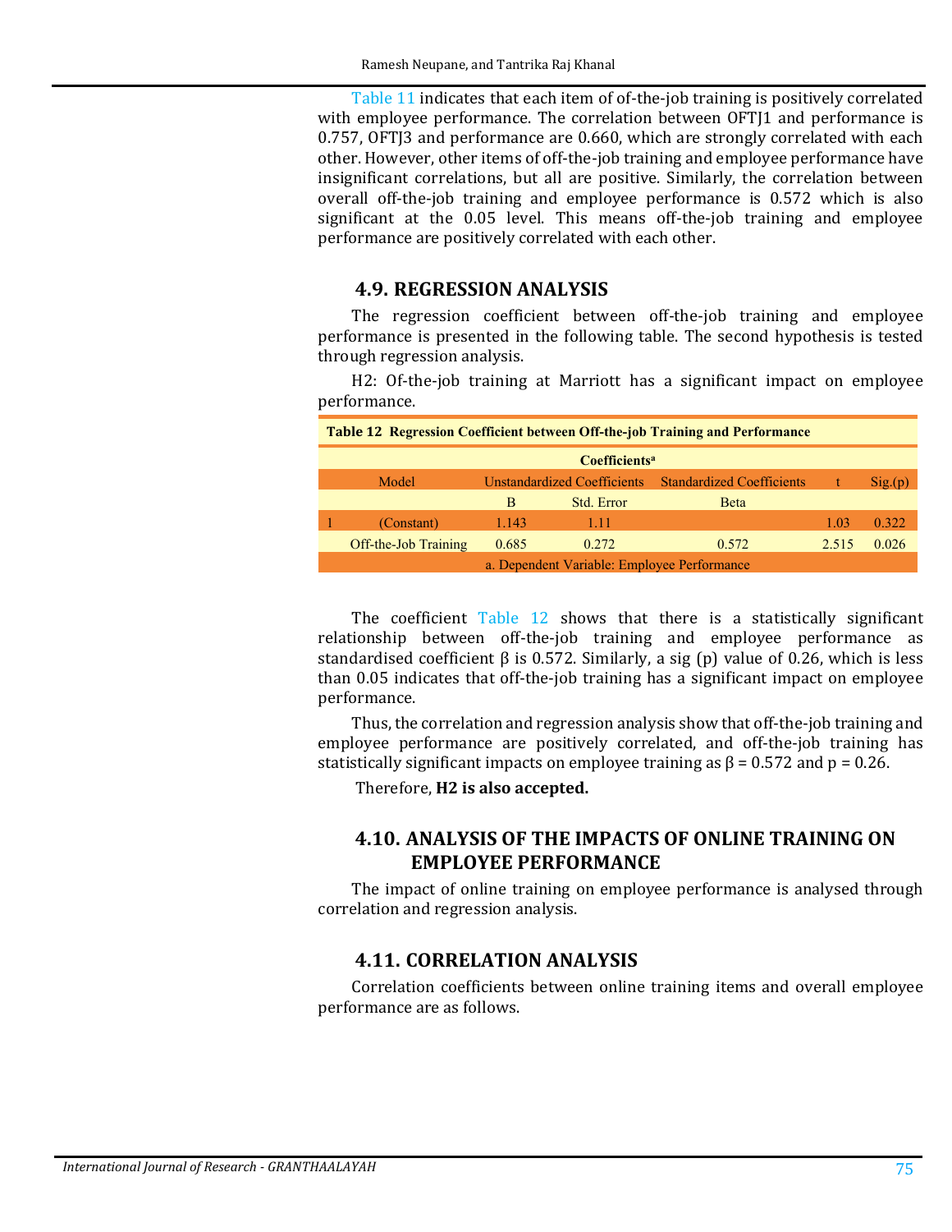Table 11 indicates that each item of of-the-job training is positively correlated with employee performance. The correlation between OFTJ1 and performance is 0.757, OFTJ3 and performance are 0.660, which are strongly correlated with each other. However, other items of off-the-job training and employee performance have insignificant correlations, but all are positive. Similarly, the correlation between overall off-the-job training and employee performance is 0.572 which is also significant at the 0.05 level. This means off-the-job training and employee performance are positively correlated with each other.

## 4.9. REGRESSION ANALYSIS

The regression coefficient between off-the-job training and employee performance is presented in the following table. The second hypothesis is tested through regression analysis.

H2: Of-the-job training at Marriott has a significant impact on employee performance.

**Table 12 Regression Coefficient between Off-the-job Training and Performance**

| Coefficients[a] | | | | | | |
|---|---|---|---|---|---|---|
| Model | | Unstandardized Coefficients | | Standardized Coefficients | t | Sig.(p) |
| | | B | Std. Error | Beta | | |
| 1 | (Constant) | 1.143 | 1.11 | | 1.03 | 0.322 |
| | Off-the-Job Training | 0.685 | 0.272 | 0.572 | 2.515 | 0.026 |

a. Dependent Variable: Employee Performance

The coefficient Table 12 shows that there is a statistically significant relationship between off-the-job training and employee performance as standardised coefficient β is 0.572. Similarly, a sig (p) value of 0.26, which is less than 0.05 indicates that off-the-job training has a significant impact on employee performance.

Thus, the correlation and regression analysis show that off-the-job training and employee performance are positively correlated, and off-the-job training has statistically significant impacts on employee training as $\beta = 0.572$ and $p = 0.26$.

Therefore, **H2 is also accepted.**

## 4.10. ANALYSIS OF THE IMPACTS OF ONLINE TRAINING ON EMPLOYEE PERFORMANCE

The impact of online training on employee performance is analysed through correlation and regression analysis.

## 4.11. CORRELATION ANALYSIS

Correlation coefficients between online training items and overall employee performance are as follows.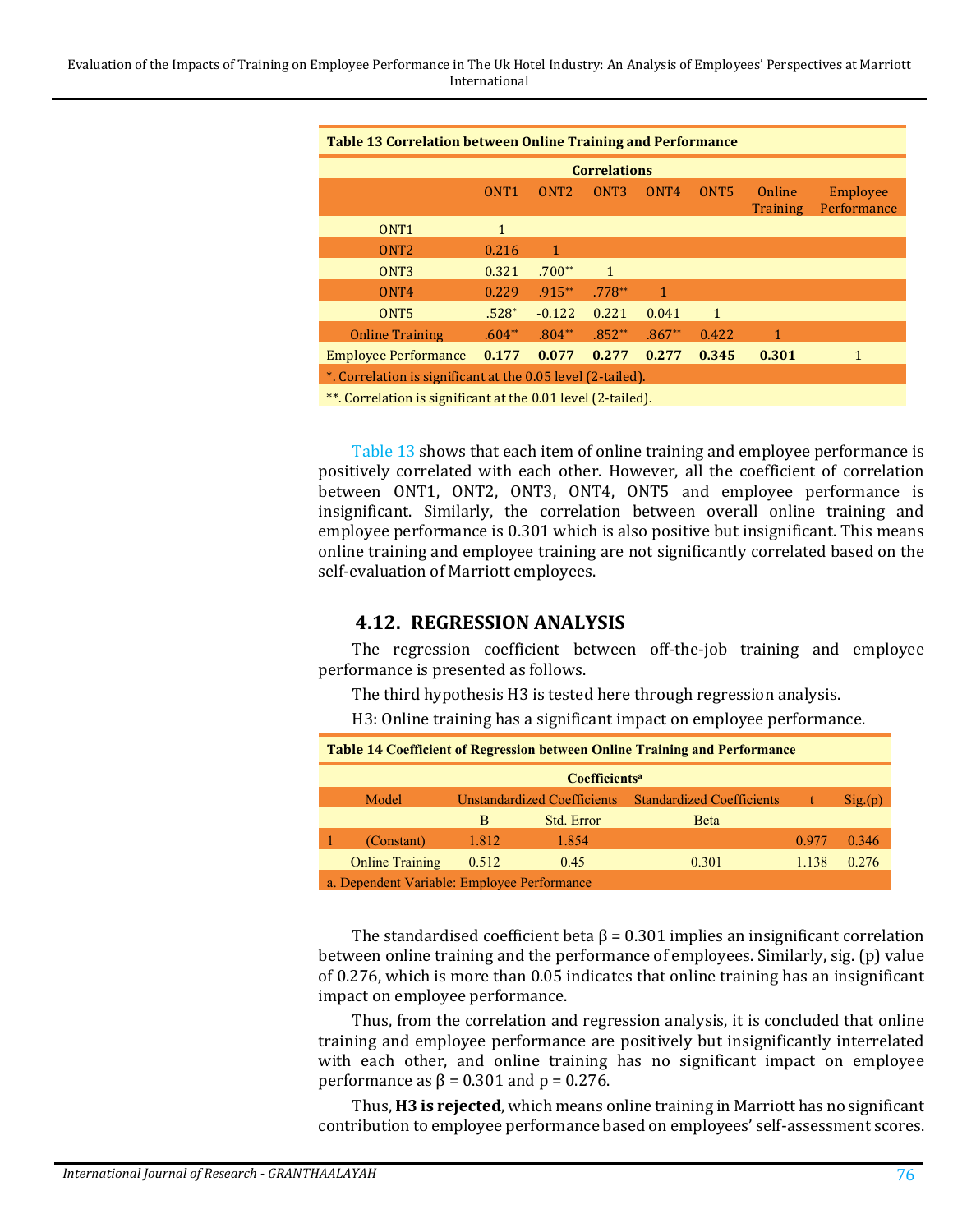**Table 13 Correlation between Online Training and Performance**

| Correlations | | | | | | | |
|---|---|---|---|---|---|---|---|
| | ONT1 | ONT2 | ONT3 | ONT4 | ONT5 | Online Training | Employee Performance |
| ONT1 | 1 | | | | | | |
| ONT2 | 0.216 | 1 | | | | | |
| ONT3 | 0.321 | .700** | 1 | | | | |
| ONT4 | 0.229 | .915** | .778** | 1 | | | |
| ONT5 | .528* | -0.122 | 0.221 | 0.041 | 1 | | |
| Online Training | .604** | .804** | .852** | .867** | 0.422 | 1 | |
| Employee Performance | **0.177** | **0.077** | **0.277** | **0.277** | **0.345** | **0.301** | 1 |

*. Correlation is significant at the 0.05 level (2-tailed).

**. Correlation is significant at the 0.01 level (2-tailed).

Table 13 shows that each item of online training and employee performance is positively correlated with each other. However, all the coefficient of correlation between ONT1, ONT2, ONT3, ONT4, ONT5 and employee performance is insignificant. Similarly, the correlation between overall online training and employee performance is 0.301 which is also positive but insignificant. This means online training and employee training are not significantly correlated based on the self-evaluation of Marriott employees.

## 4.12. REGRESSION ANALYSIS

The regression coefficient between off-the-job training and employee performance is presented as follows.

The third hypothesis H3 is tested here through regression analysis.

H3: Online training has a significant impact on employee performance.

**Table 14 Coefficient of Regression between Online Training and Performance**

| Coefficients[a] | | | | | | |
|---|---|---|---|---|---|---|
| | Model | Unstandardized Coefficients | | Standardized Coefficients | t | Sig.(p) |
| | | B | Std. Error | Beta | | |
| 1 | (Constant) | 1.812 | 1.854 | | 0.977 | 0.346 |
| | Online Training | 0.512 | 0.45 | 0.301 | 1.138 | 0.276 |

a. Dependent Variable: Employee Performance

The standardised coefficient beta $\beta = 0.301$ implies an insignificant correlation between online training and the performance of employees. Similarly, sig. (p) value of 0.276, which is more than 0.05 indicates that online training has an insignificant impact on employee performance.

Thus, from the correlation and regression analysis, it is concluded that online training and employee performance are positively but insignificantly interrelated with each other, and online training has no significant impact on employee performance as $\beta = 0.301$ and $p = 0.276$.

Thus, **H3 is rejected**, which means online training in Marriott has no significant contribution to employee performance based on employees' self-assessment scores.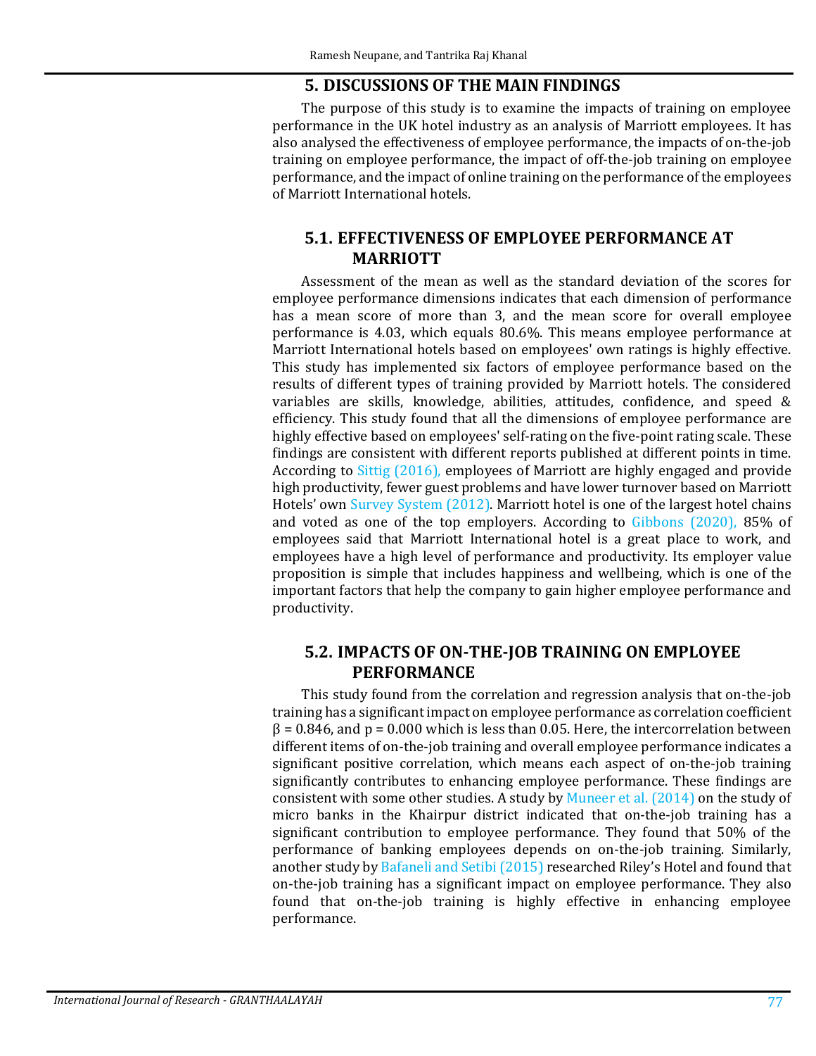## 5. DISCUSSIONS OF THE MAIN FINDINGS

The purpose of this study is to examine the impacts of training on employee performance in the UK hotel industry as an analysis of Marriott employees. It has also analysed the effectiveness of employee performance, the impacts of on-the-job training on employee performance, the impact of off-the-job training on employee performance, and the impact of online training on the performance of the employees of Marriott International hotels.

### 5.1. EFFECTIVENESS OF EMPLOYEE PERFORMANCE AT MARRIOTT

Assessment of the mean as well as the standard deviation of the scores for employee performance dimensions indicates that each dimension of performance has a mean score of more than 3, and the mean score for overall employee performance is 4.03, which equals 80.6%. This means employee performance at Marriott International hotels based on employees' own ratings is highly effective. This study has implemented six factors of employee performance based on the results of different types of training provided by Marriott hotels. The considered variables are skills, knowledge, abilities, attitudes, confidence, and speed & efficiency. This study found that all the dimensions of employee performance are highly effective based on employees' self-rating on the five-point rating scale. These findings are consistent with different reports published at different points in time. According to Sittig (2016), employees of Marriott are highly engaged and provide high productivity, fewer guest problems and have lower turnover based on Marriott Hotels' own Survey System (2012). Marriott hotel is one of the largest hotel chains and voted as one of the top employers. According to Gibbons (2020), 85% of employees said that Marriott International hotel is a great place to work, and employees have a high level of performance and productivity. Its employer value proposition is simple that includes happiness and wellbeing, which is one of the important factors that help the company to gain higher employee performance and productivity.

### 5.2. IMPACTS OF ON-THE-JOB TRAINING ON EMPLOYEE PERFORMANCE

This study found from the correlation and regression analysis that on-the-job training has a significant impact on employee performance as correlation coefficient $\beta = 0.846$, and $p = 0.000$ which is less than 0.05. Here, the intercorrelation between different items of on-the-job training and overall employee performance indicates a significant positive correlation, which means each aspect of on-the-job training significantly contributes to enhancing employee performance. These findings are consistent with some other studies. A study by Muneer et al. (2014) on the study of micro banks in the Khairpur district indicated that on-the-job training has a significant contribution to employee performance. They found that 50% of the performance of banking employees depends on on-the-job training. Similarly, another study by Bafaneli and Setibi (2015) researched Riley's Hotel and found that on-the-job training has a significant impact on employee performance. They also found that on-the-job training is highly effective in enhancing employee performance.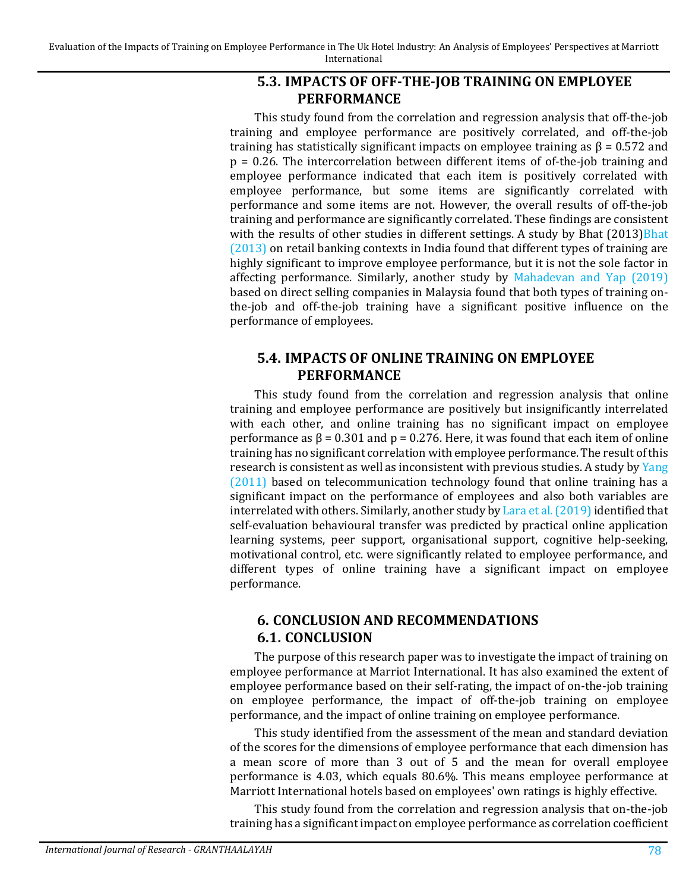## 5.3. IMPACTS OF OFF-THE-JOB TRAINING ON EMPLOYEE PERFORMANCE

This study found from the correlation and regression analysis that off-the-job training and employee performance are positively correlated, and off-the-job training has statistically significant impacts on employee training as $\beta = 0.572$ and $p = 0.26$. The intercorrelation between different items of of-the-job training and employee performance indicated that each item is positively correlated with employee performance, but some items are significantly correlated with performance and some items are not. However, the overall results of off-the-job training and performance are significantly correlated. These findings are consistent with the results of other studies in different settings. A study by Bhat (2013)Bhat (2013) on retail banking contexts in India found that different types of training are highly significant to improve employee performance, but it is not the sole factor in affecting performance. Similarly, another study by Mahadevan and Yap (2019) based on direct selling companies in Malaysia found that both types of training on-the-job and off-the-job training have a significant positive influence on the performance of employees.

## 5.4. IMPACTS OF ONLINE TRAINING ON EMPLOYEE PERFORMANCE

This study found from the correlation and regression analysis that online training and employee performance are positively but insignificantly interrelated with each other, and online training has no significant impact on employee performance as $\beta = 0.301$ and $p = 0.276$. Here, it was found that each item of online training has no significant correlation with employee performance. The result of this research is consistent as well as inconsistent with previous studies. A study by Yang (2011) based on telecommunication technology found that online training has a significant impact on the performance of employees and also both variables are interrelated with others. Similarly, another study by Lara et al. (2019) identified that self-evaluation behavioural transfer was predicted by practical online application learning systems, peer support, organisational support, cognitive help-seeking, motivational control, etc. were significantly related to employee performance, and different types of online training have a significant impact on employee performance.

# 6. CONCLUSION AND RECOMMENDATIONS

## 6.1. CONCLUSION

The purpose of this research paper was to investigate the impact of training on employee performance at Marriot International. It has also examined the extent of employee performance based on their self-rating, the impact of on-the-job training on employee performance, the impact of off-the-job training on employee performance, and the impact of online training on employee performance.

This study identified from the assessment of the mean and standard deviation of the scores for the dimensions of employee performance that each dimension has a mean score of more than 3 out of 5 and the mean for overall employee performance is 4.03, which equals 80.6%. This means employee performance at Marriott International hotels based on employees' own ratings is highly effective.

This study found from the correlation and regression analysis that on-the-job training has a significant impact on employee performance as correlation coefficient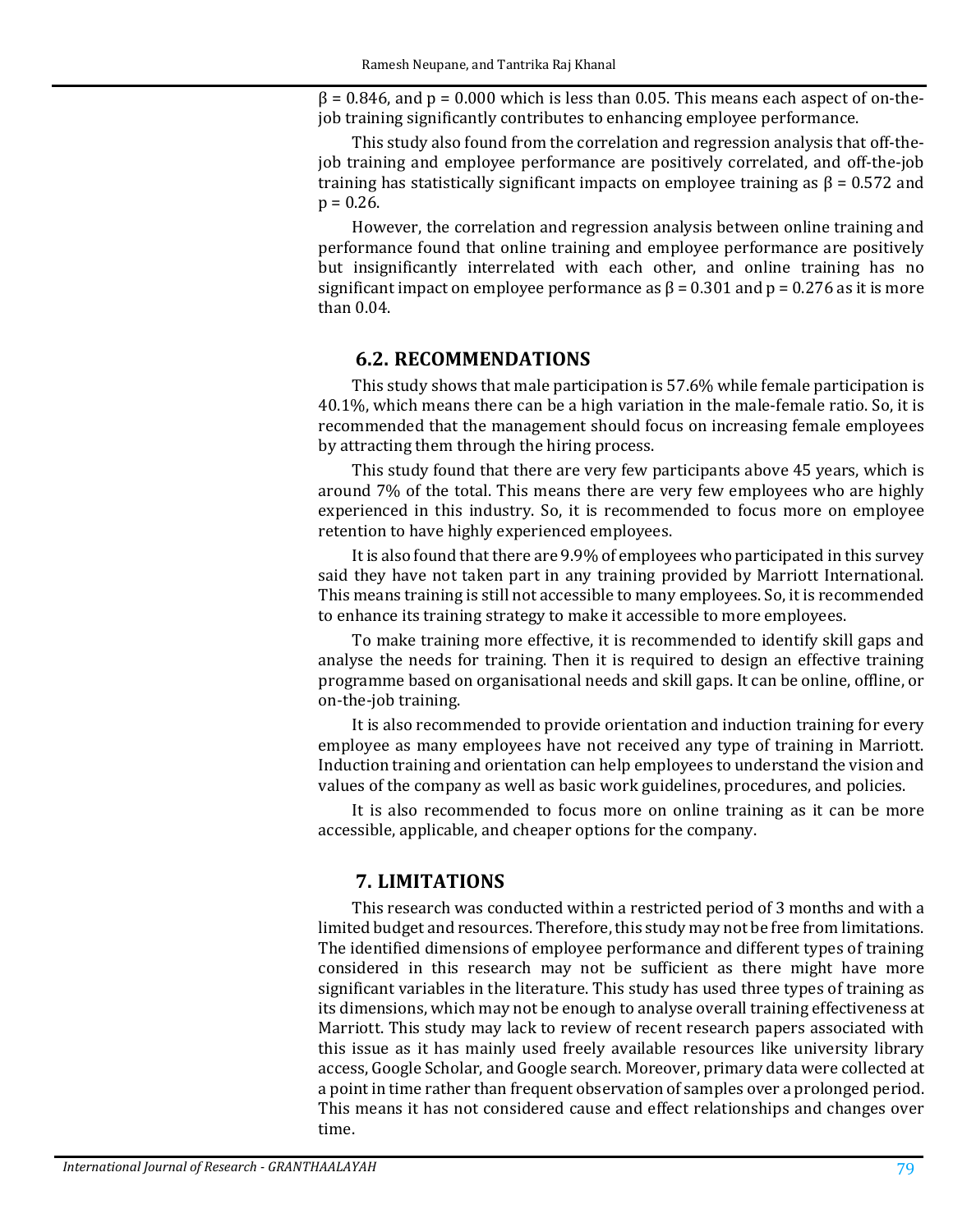$\beta = 0.846$, and $p = 0.000$ which is less than 0.05. This means each aspect of on-the-job training significantly contributes to enhancing employee performance.

This study also found from the correlation and regression analysis that off-the-job training and employee performance are positively correlated, and off-the-job training has statistically significant impacts on employee training as $\beta = 0.572$ and $p = 0.26$.

However, the correlation and regression analysis between online training and performance found that online training and employee performance are positively but insignificantly interrelated with each other, and online training has no significant impact on employee performance as $\beta = 0.301$ and $p = 0.276$ as it is more than 0.04.

## 6.2. RECOMMENDATIONS

This study shows that male participation is 57.6% while female participation is 40.1%, which means there can be a high variation in the male-female ratio. So, it is recommended that the management should focus on increasing female employees by attracting them through the hiring process.

This study found that there are very few participants above 45 years, which is around 7% of the total. This means there are very few employees who are highly experienced in this industry. So, it is recommended to focus more on employee retention to have highly experienced employees.

It is also found that there are 9.9% of employees who participated in this survey said they have not taken part in any training provided by Marriott International. This means training is still not accessible to many employees. So, it is recommended to enhance its training strategy to make it accessible to more employees.

To make training more effective, it is recommended to identify skill gaps and analyse the needs for training. Then it is required to design an effective training programme based on organisational needs and skill gaps. It can be online, offline, or on-the-job training.

It is also recommended to provide orientation and induction training for every employee as many employees have not received any type of training in Marriott. Induction training and orientation can help employees to understand the vision and values of the company as well as basic work guidelines, procedures, and policies.

It is also recommended to focus more on online training as it can be more accessible, applicable, and cheaper options for the company.

## 7. LIMITATIONS

This research was conducted within a restricted period of 3 months and with a limited budget and resources. Therefore, this study may not be free from limitations. The identified dimensions of employee performance and different types of training considered in this research may not be sufficient as there might have more significant variables in the literature. This study has used three types of training as its dimensions, which may not be enough to analyse overall training effectiveness at Marriott. This study may lack to review of recent research papers associated with this issue as it has mainly used freely available resources like university library access, Google Scholar, and Google search. Moreover, primary data were collected at a point in time rather than frequent observation of samples over a prolonged period. This means it has not considered cause and effect relationships and changes over time.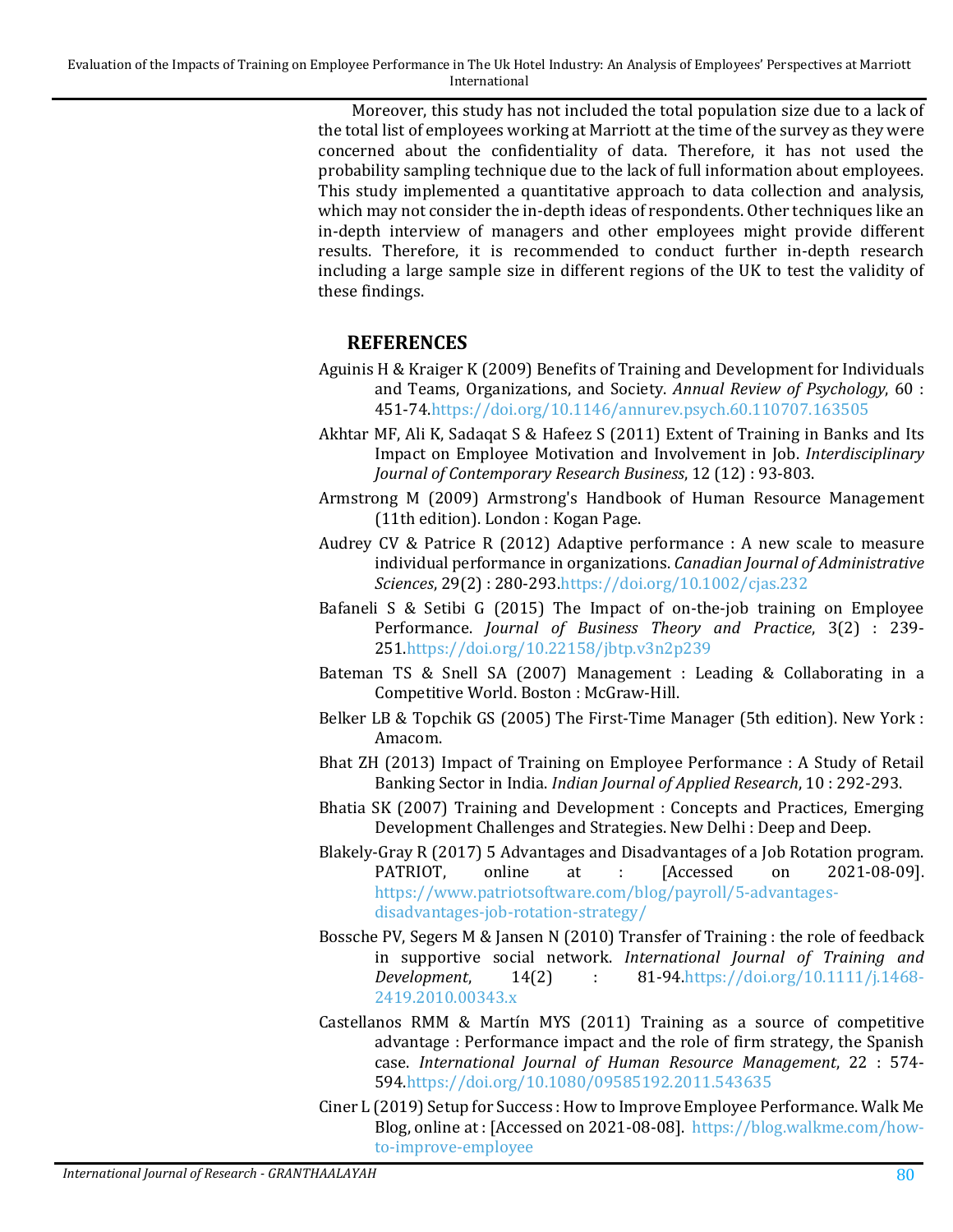Moreover, this study has not included the total population size due to a lack of the total list of employees working at Marriott at the time of the survey as they were concerned about the confidentiality of data. Therefore, it has not used the probability sampling technique due to the lack of full information about employees. This study implemented a quantitative approach to data collection and analysis, which may not consider the in-depth ideas of respondents. Other techniques like an in-depth interview of managers and other employees might provide different results. Therefore, it is recommended to conduct further in-depth research including a large sample size in different regions of the UK to test the validity of these findings.

## REFERENCES

Aguinis H & Kraiger K (2009) Benefits of Training and Development for Individuals and Teams, Organizations, and Society. *Annual Review of Psychology*, 60 : 451-74.https://doi.org/10.1146/annurev.psych.60.110707.163505

Akhtar MF, Ali K, Sadaqat S & Hafeez S (2011) Extent of Training in Banks and Its Impact on Employee Motivation and Involvement in Job. *Interdisciplinary Journal of Contemporary Research Business*, 12 (12) : 93-803.

Armstrong M (2009) Armstrong's Handbook of Human Resource Management (11th edition). London : Kogan Page.

Audrey CV & Patrice R (2012) Adaptive performance : A new scale to measure individual performance in organizations. *Canadian Journal of Administrative Sciences*, 29(2) : 280-293.https://doi.org/10.1002/cjas.232

Bafaneli S & Setibi G (2015) The Impact of on-the-job training on Employee Performance. *Journal of Business Theory and Practice*, 3(2) : 239-251.https://doi.org/10.22158/jbtp.v3n2p239

Bateman TS & Snell SA (2007) Management : Leading & Collaborating in a Competitive World. Boston : McGraw-Hill.

Belker LB & Topchik GS (2005) The First-Time Manager (5th edition). New York : Amacom.

Bhat ZH (2013) Impact of Training on Employee Performance : A Study of Retail Banking Sector in India. *Indian Journal of Applied Research*, 10 : 292-293.

Bhatia SK (2007) Training and Development : Concepts and Practices, Emerging Development Challenges and Strategies. New Delhi : Deep and Deep.

Blakely-Gray R (2017) 5 Advantages and Disadvantages of a Job Rotation program. PATRIOT, online at : [Accessed on 2021-08-09]. https://www.patriotsoftware.com/blog/payroll/5-advantages-disadvantages-job-rotation-strategy/

Bossche PV, Segers M & Jansen N (2010) Transfer of Training : the role of feedback in supportive social network. *International Journal of Training and Development*, 14(2) : 81-94.https://doi.org/10.1111/j.1468-2419.2010.00343.x

Castellanos RMM & Martín MYS (2011) Training as a source of competitive advantage : Performance impact and the role of firm strategy, the Spanish case. *International Journal of Human Resource Management*, 22 : 574-594.https://doi.org/10.1080/09585192.2011.543635

Ciner L (2019) Setup for Success : How to Improve Employee Performance. Walk Me Blog, online at : [Accessed on 2021-08-08]. https://blog.walkme.com/how-to-improve-employee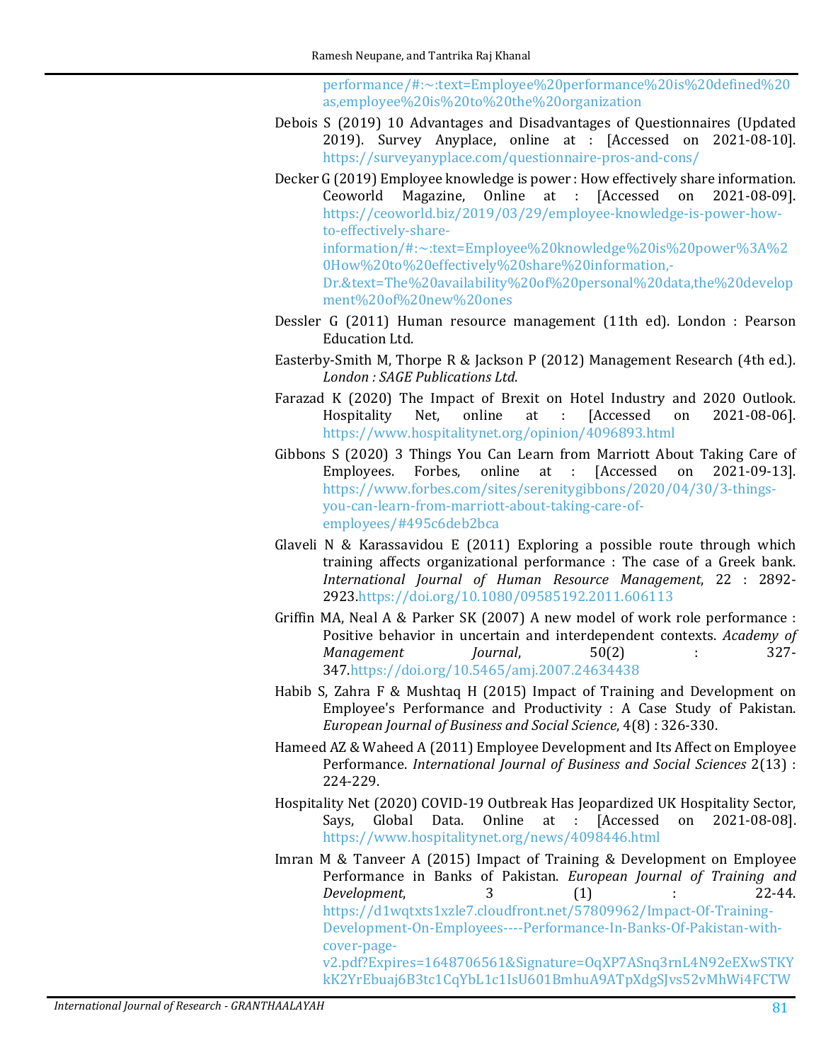performance/#:~:text=Employee%20performance%20is%20defined%20as,employee%20is%20to%20the%20organization

Debois S (2019) 10 Advantages and Disadvantages of Questionnaires (Updated 2019). Survey Anyplace, online at : [Accessed on 2021-08-10]. https://surveyanyplace.com/questionnaire-pros-and-cons/

Decker G (2019) Employee knowledge is power : How effectively share information. Ceoworld Magazine, Online at : [Accessed on 2021-08-09]. https://ceoworld.biz/2019/03/29/employee-knowledge-is-power-how-to-effectively-share-information/#:~:text=Employee%20knowledge%20is%20power%3A%20How%20to%20effectively%20share%20information,-Dr.&text=The%20availability%20of%20personal%20data,the%20development%20of%20new%20ones

Dessler G (2011) Human resource management (11th ed). London : Pearson Education Ltd.

Easterby-Smith M, Thorpe R & Jackson P (2012) Management Research (4th ed.). *London : SAGE Publications Ltd*.

Farazad K (2020) The Impact of Brexit on Hotel Industry and 2020 Outlook. Hospitality Net, online at : [Accessed on 2021-08-06]. https://www.hospitalitynet.org/opinion/4096893.html

Gibbons S (2020) 3 Things You Can Learn from Marriott About Taking Care of Employees. Forbes, online at : [Accessed on 2021-09-13]. https://www.forbes.com/sites/serenitygibbons/2020/04/30/3-things-you-can-learn-from-marriott-about-taking-care-of-employees/#495c6deb2bca

Glaveli N & Karassavidou E (2011) Exploring a possible route through which training affects organizational performance : The case of a Greek bank. *International Journal of Human Resource Management*, 22 : 2892-2923.https://doi.org/10.1080/09585192.2011.606113

Griffin MA, Neal A & Parker SK (2007) A new model of work role performance : Positive behavior in uncertain and interdependent contexts. *Academy of Management Journal*, 50(2) : 327-347.https://doi.org/10.5465/amj.2007.24634438

Habib S, Zahra F & Mushtaq H (2015) Impact of Training and Development on Employee's Performance and Productivity : A Case Study of Pakistan. *European Journal of Business and Social Science*, 4(8) : 326-330.

Hameed AZ & Waheed A (2011) Employee Development and Its Affect on Employee Performance. *International Journal of Business and Social Sciences* 2(13) : 224-229.

Hospitality Net (2020) COVID-19 Outbreak Has Jeopardized UK Hospitality Sector, Says, Global Data. Online at : [Accessed on 2021-08-08]. https://www.hospitalitynet.org/news/4098446.html

Imran M & Tanveer A (2015) Impact of Training & Development on Employee Performance in Banks of Pakistan. *European Journal of Training and Development*, 3 (1) : 22-44. https://d1wqtxts1xzle7.cloudfront.net/57809962/Impact-Of-Training-Development-On-Employees----Performance-In-Banks-Of-Pakistan-with-cover-page-v2.pdf?Expires=1648706561&Signature=OqXP7ASnq3rnL4N92eEXwSTKYkK2YrEbuaj6B3tc1CqYbL1c1IsU601BmhuA9ATpXdgSJvs52vMhWi4FCTW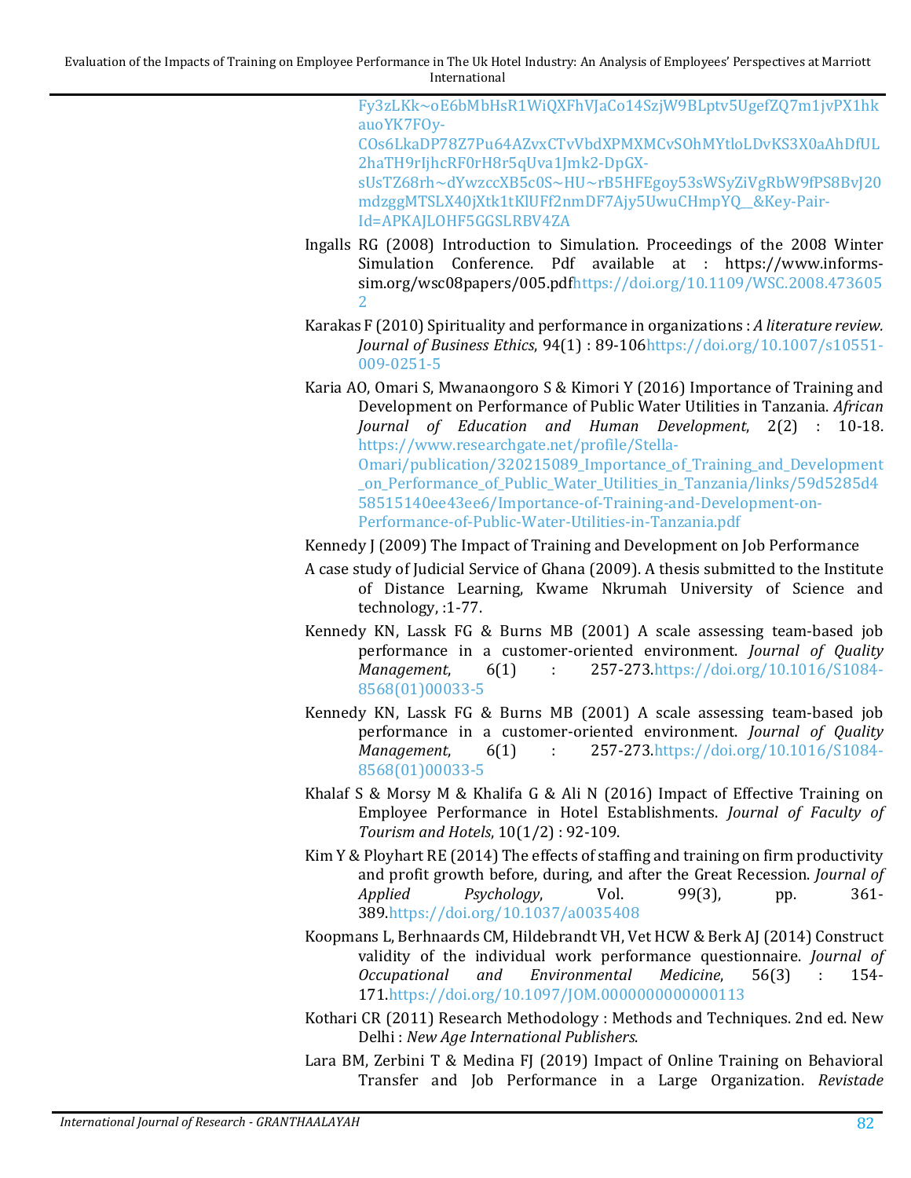Fy3zLKk~oE6bMbHsR1WiQXFhVJaCo14SzjW9BLptv5UgefZQ7m1jvPX1hkauoYK7FOy-COs6LkaDP78Z7Pu64AZvxCTvVbdXPMXMCvSOhMYtloLDvKS3X0aAhDfUL2haTH9rIjhcRF0rH8r5qUva1Jmk2-DpGX-sUsTZ68rh~dYwzccXB5c0S~HU~rB5HFEgoy53sWSyZiVgRbW9fPS8BvJ20mdzggMTSLX40jXtk1tKlUFf2nmDF7Ajy5UwuCHmpYQ__&Key-Pair-Id=APKAJLOHF5GGSLRBV4ZA

Ingalls RG (2008) Introduction to Simulation. Proceedings of the 2008 Winter Simulation Conference. Pdf available at : https://www.informs-sim.org/wsc08papers/005.pdfhttps://doi.org/10.1109/WSC.2008.4736052

Karakas F (2010) Spirituality and performance in organizations : *A literature review. Journal of Business Ethics*, 94(1) : 89-106https://doi.org/10.1007/s10551-009-0251-5

Karia AO, Omari S, Mwanaongoro S & Kimori Y (2016) Importance of Training and Development on Performance of Public Water Utilities in Tanzania. *African Journal of Education and Human Development*, 2(2) : 10-18. https://www.researchgate.net/profile/Stella-Omari/publication/320215089_Importance_of_Training_and_Development_on_Performance_of_Public_Water_Utilities_in_Tanzania/links/59d5285d458515140ee43ee6/Importance-of-Training-and-Development-on-Performance-of-Public-Water-Utilities-in-Tanzania.pdf

Kennedy J (2009) The Impact of Training and Development on Job Performance

A case study of Judicial Service of Ghana (2009). A thesis submitted to the Institute of Distance Learning, Kwame Nkrumah University of Science and technology, :1-77.

Kennedy KN, Lassk FG & Burns MB (2001) A scale assessing team-based job performance in a customer-oriented environment. *Journal of Quality Management*, 6(1) : 257-273.https://doi.org/10.1016/S1084-8568(01)00033-5

Kennedy KN, Lassk FG & Burns MB (2001) A scale assessing team-based job performance in a customer-oriented environment. *Journal of Quality Management*, 6(1) : 257-273.https://doi.org/10.1016/S1084-8568(01)00033-5

Khalaf S & Morsy M & Khalifa G & Ali N (2016) Impact of Effective Training on Employee Performance in Hotel Establishments. *Journal of Faculty of Tourism and Hotels*, 10(1/2) : 92-109.

Kim Y & Ployhart RE (2014) The effects of staffing and training on firm productivity and profit growth before, during, and after the Great Recession. *Journal of Applied Psychology*, Vol. 99(3), pp. 361-389.https://doi.org/10.1037/a0035408

Koopmans L, Berhnaards CM, Hildebrandt VH, Vet HCW & Berk AJ (2014) Construct validity of the individual work performance questionnaire. *Journal of Occupational and Environmental Medicine*, 56(3) : 154-171.https://doi.org/10.1097/JOM.0000000000000113

Kothari CR (2011) Research Methodology : Methods and Techniques. 2nd ed. New Delhi : *New Age International Publishers*.

Lara BM, Zerbini T & Medina FJ (2019) Impact of Online Training on Behavioral Transfer and Job Performance in a Large Organization. *Revistade*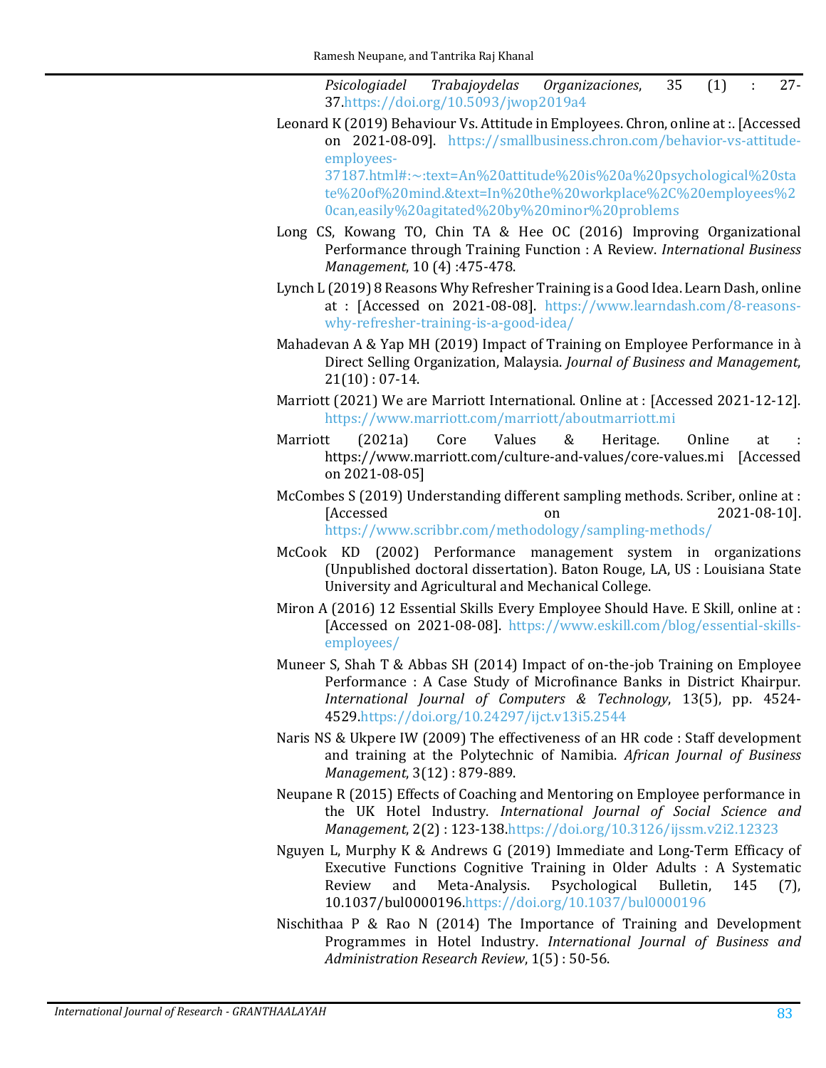*Psicologiadel Trabajoydelas Organizaciones*, 35 (1) : 27-37.https://doi.org/10.5093/jwop2019a4

Leonard K (2019) Behaviour Vs. Attitude in Employees. Chron, online at :. [Accessed on 2021-08-09]. https://smallbusiness.chron.com/behavior-vs-attitude-employees-37187.html#:~:text=An%20attitude%20is%20a%20psychological%20state%20of%20mind.&text=In%20the%20workplace%2C%20employees%20can,easily%20agitated%20by%20minor%20problems

Long CS, Kowang TO, Chin TA & Hee OC (2016) Improving Organizational Performance through Training Function : A Review. *International Business Management*, 10 (4) :475-478.

Lynch L (2019) 8 Reasons Why Refresher Training is a Good Idea. Learn Dash, online at : [Accessed on 2021-08-08]. https://www.learndash.com/8-reasons-why-refresher-training-is-a-good-idea/

Mahadevan A & Yap MH (2019) Impact of Training on Employee Performance in à Direct Selling Organization, Malaysia. *Journal of Business and Management*, 21(10) : 07-14.

Marriott (2021) We are Marriott International. Online at : [Accessed 2021-12-12]. https://www.marriott.com/marriott/aboutmarriott.mi

Marriott (2021a) Core Values & Heritage. Online at : https://www.marriott.com/culture-and-values/core-values.mi [Accessed on 2021-08-05]

McCombes S (2019) Understanding different sampling methods. Scriber, online at : [Accessed on 2021-08-10]. https://www.scribbr.com/methodology/sampling-methods/

McCook KD (2002) Performance management system in organizations (Unpublished doctoral dissertation). Baton Rouge, LA, US : Louisiana State University and Agricultural and Mechanical College.

Miron A (2016) 12 Essential Skills Every Employee Should Have. E Skill, online at : [Accessed on 2021-08-08]. https://www.eskill.com/blog/essential-skills-employees/

Muneer S, Shah T & Abbas SH (2014) Impact of on-the-job Training on Employee Performance : A Case Study of Microfinance Banks in District Khairpur. *International Journal of Computers & Technology*, 13(5), pp. 4524-4529.https://doi.org/10.24297/ijct.v13i5.2544

Naris NS & Ukpere IW (2009) The effectiveness of an HR code : Staff development and training at the Polytechnic of Namibia. *African Journal of Business Management*, 3(12) : 879-889.

Neupane R (2015) Effects of Coaching and Mentoring on Employee performance in the UK Hotel Industry. *International Journal of Social Science and Management*, 2(2) : 123-138.https://doi.org/10.3126/ijssm.v2i2.12323

Nguyen L, Murphy K & Andrews G (2019) Immediate and Long-Term Efficacy of Executive Functions Cognitive Training in Older Adults : A Systematic Review and Meta-Analysis. Psychological Bulletin, 145 (7), 10.1037/bul0000196.https://doi.org/10.1037/bul0000196

Nischithaa P & Rao N (2014) The Importance of Training and Development Programmes in Hotel Industry. *International Journal of Business and Administration Research Review*, 1(5) : 50-56.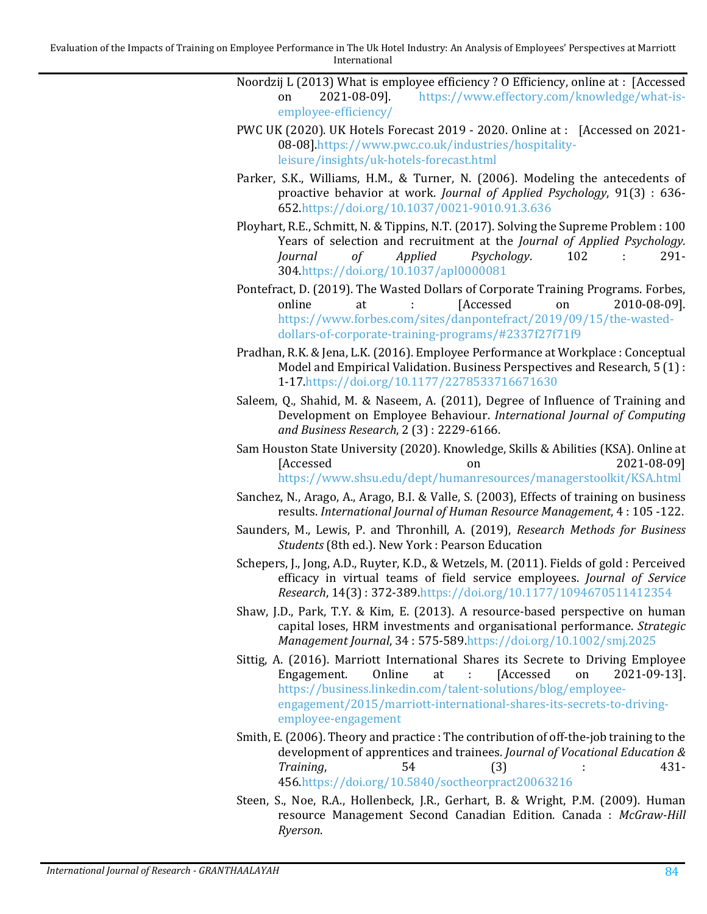Noordzij L (2013) What is employee efficiency ? O Efficiency, online at : [Accessed on 2021-08-09]. https://www.effectory.com/knowledge/what-is-employee-efficiency/

PWC UK (2020). UK Hotels Forecast 2019 - 2020. Online at : [Accessed on 2021-08-08].https://www.pwc.co.uk/industries/hospitality-leisure/insights/uk-hotels-forecast.html

Parker, S.K., Williams, H.M., & Turner, N. (2006). Modeling the antecedents of proactive behavior at work. *Journal of Applied Psychology*, 91(3) : 636-652.https://doi.org/10.1037/0021-9010.91.3.636

Ployhart, R.E., Schmitt, N. & Tippins, N.T. (2017). Solving the Supreme Problem : 100 Years of selection and recruitment at the *Journal of Applied Psychology. Journal of Applied Psychology*. 102 : 291-304.https://doi.org/10.1037/apl0000081

Pontefract, D. (2019). The Wasted Dollars of Corporate Training Programs. Forbes, online at : [Accessed on 2010-08-09]. https://www.forbes.com/sites/danpontefract/2019/09/15/the-wasted-dollars-of-corporate-training-programs/#2337f27f71f9

Pradhan, R.K. & Jena, L.K. (2016). Employee Performance at Workplace : Conceptual Model and Empirical Validation. Business Perspectives and Research, 5 (1) : 1-17.https://doi.org/10.1177/2278533716671630

Saleem, Q., Shahid, M. & Naseem, A. (2011), Degree of Influence of Training and Development on Employee Behaviour. *International Journal of Computing and Business Research*, 2 (3) : 2229-6166.

Sam Houston State University (2020). Knowledge, Skills & Abilities (KSA). Online at [Accessed on 2021-08-09] https://www.shsu.edu/dept/humanresources/managerstoolkit/KSA.html

Sanchez, N., Arago, A., Arago, B.I. & Valle, S. (2003), Effects of training on business results. *International Journal of Human Resource Management*, 4 : 105 -122.

Saunders, M., Lewis, P. and Thronhill, A. (2019), *Research Methods for Business Students* (8th ed.). New York : Pearson Education

Schepers, J., Jong, A.D., Ruyter, K.D., & Wetzels, M. (2011). Fields of gold : Perceived efficacy in virtual teams of field service employees. *Journal of Service Research*, 14(3) : 372-389.https://doi.org/10.1177/1094670511412354

Shaw, J.D., Park, T.Y. & Kim, E. (2013). A resource-based perspective on human capital loses, HRM investments and organisational performance. *Strategic Management Journal*, 34 : 575-589.https://doi.org/10.1002/smj.2025

Sittig, A. (2016). Marriott International Shares its Secrete to Driving Employee Engagement. Online at : [Accessed on 2021-09-13]. https://business.linkedin.com/talent-solutions/blog/employee-engagement/2015/marriott-international-shares-its-secrets-to-driving-employee-engagement

Smith, E. (2006). Theory and practice : The contribution of off-the-job training to the development of apprentices and trainees. *Journal of Vocational Education & Training*, 54 (3) : 431-456.https://doi.org/10.5840/soctheorpract20063216

Steen, S., Noe, R.A., Hollenbeck, J.R., Gerhart, B. & Wright, P.M. (2009). Human resource Management Second Canadian Edition. Canada : *McGraw-Hill Ryerson*.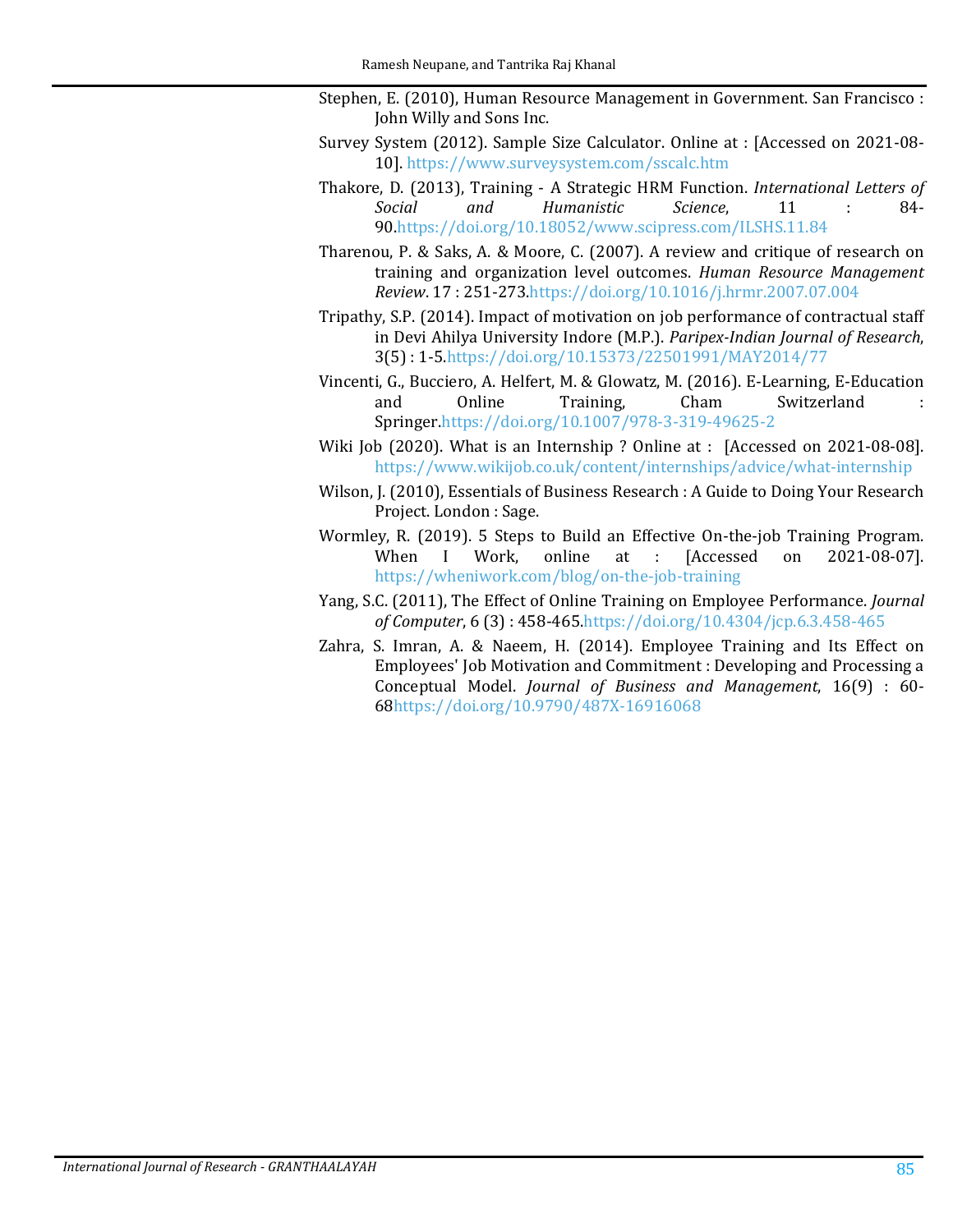Stephen, E. (2010), Human Resource Management in Government. San Francisco : John Willy and Sons Inc.

Survey System (2012). Sample Size Calculator. Online at : [Accessed on 2021-08-10]. https://www.surveysystem.com/sscalc.htm

Thakore, D. (2013), Training - A Strategic HRM Function. *International Letters of Social and Humanistic Science*, 11 : 84-90.https://doi.org/10.18052/www.scipress.com/ILSHS.11.84

Tharenou, P. & Saks, A. & Moore, C. (2007). A review and critique of research on training and organization level outcomes. *Human Resource Management Review*. 17 : 251-273.https://doi.org/10.1016/j.hrmr.2007.07.004

Tripathy, S.P. (2014). Impact of motivation on job performance of contractual staff in Devi Ahilya University Indore (M.P.). *Paripex-Indian Journal of Research*, 3(5) : 1-5.https://doi.org/10.15373/22501991/MAY2014/77

Vincenti, G., Bucciero, A. Helfert, M. & Glowatz, M. (2016). E-Learning, E-Education and Online Training, Cham Switzerland : Springer.https://doi.org/10.1007/978-3-319-49625-2

Wiki Job (2020). What is an Internship ? Online at : [Accessed on 2021-08-08]. https://www.wikijob.co.uk/content/internships/advice/what-internship

Wilson, J. (2010), Essentials of Business Research : A Guide to Doing Your Research Project. London : Sage.

Wormley, R. (2019). 5 Steps to Build an Effective On-the-job Training Program. When I Work, online at : [Accessed on 2021-08-07]. https://wheniwork.com/blog/on-the-job-training

Yang, S.C. (2011), The Effect of Online Training on Employee Performance. *Journal of Computer*, 6 (3) : 458-465.https://doi.org/10.4304/jcp.6.3.458-465

Zahra, S. Imran, A. & Naeem, H. (2014). Employee Training and Its Effect on Employees' Job Motivation and Commitment : Developing and Processing a Conceptual Model. *Journal of Business and Management*, 16(9) : 60-68https://doi.org/10.9790/487X-16916068